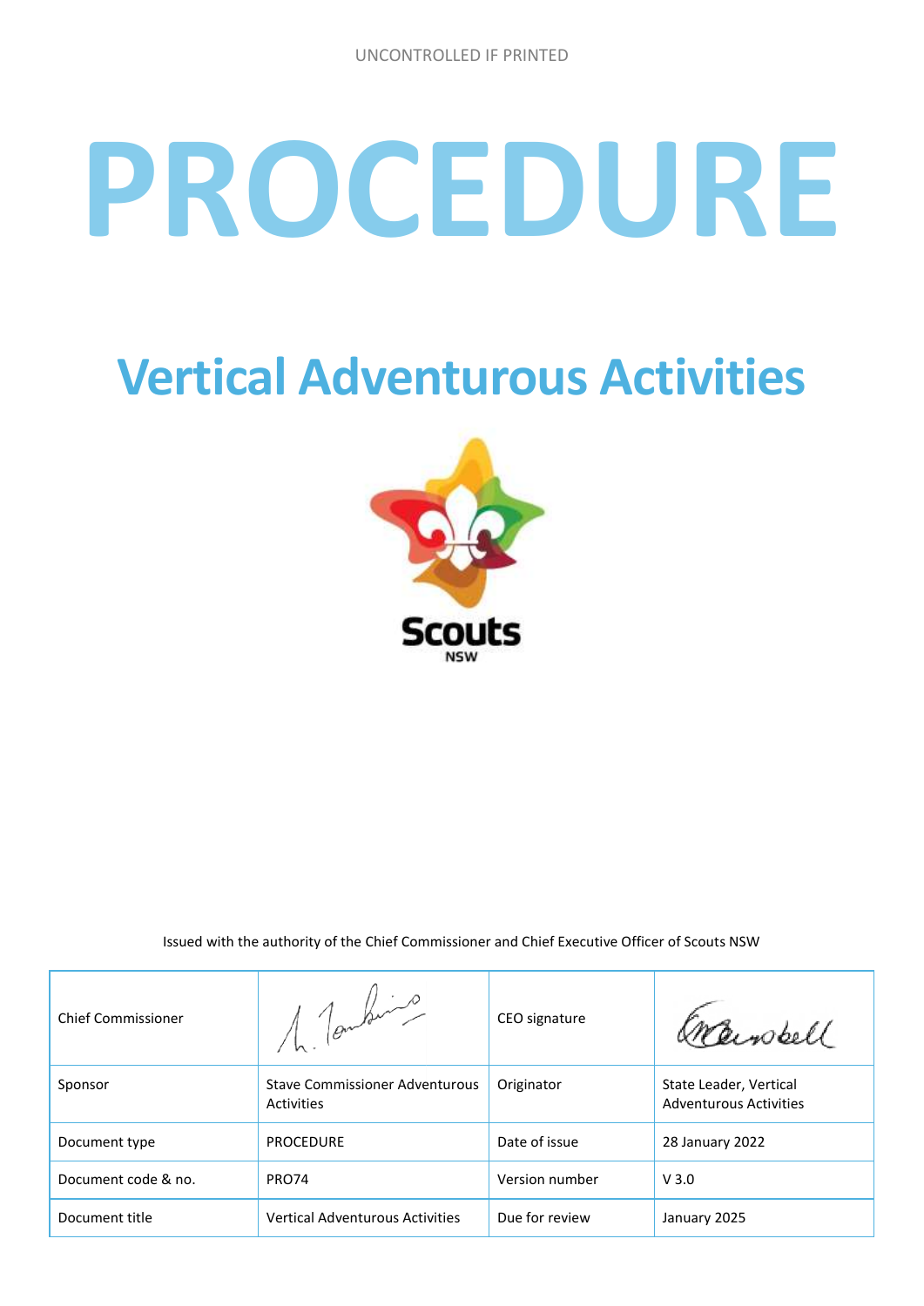UNCONTROLLED IF PRINTED

# PROCEDURE

## Vertical Adventurous Activities

Issued with the authority of the Chief Commissioner and Chief Executive Officer of Scouts NSW

| Chief Commissioner | | CEO signature | |
|---|---|---|---|
| Sponsor | Stave Commissioner Adventurous Activities | Originator | State Leader, Vertical Adventurous Activities |
| Document type | PROCEDURE | Date of issue | 28 January 2022 |
| Document code & no. | PRO74 | Version number | V 3.0 |
| Document title | Vertical Adventurous Activities | Due for review | January 2025 |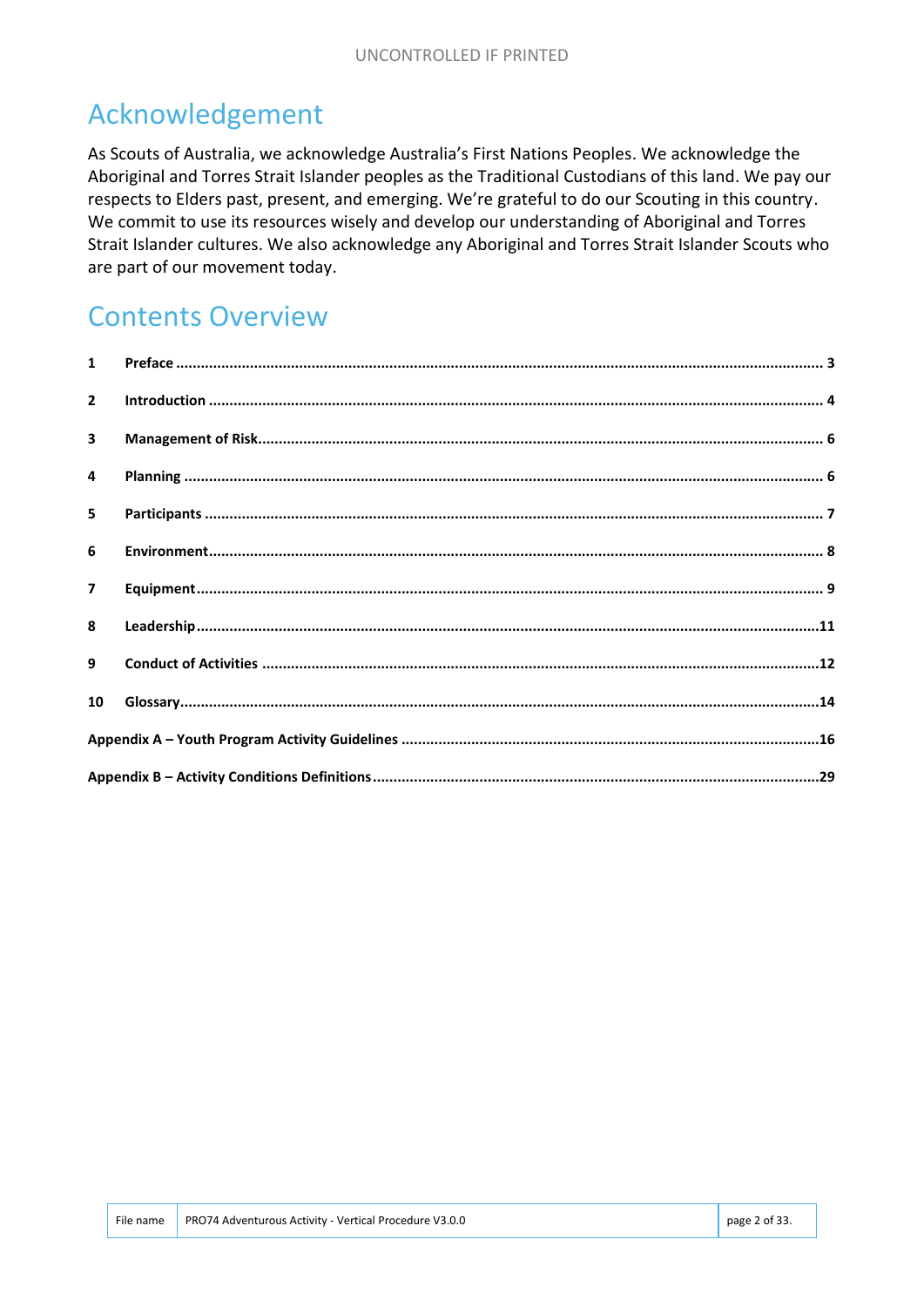# Acknowledgement

As Scouts of Australia, we acknowledge Australia's First Nations Peoples. We acknowledge the Aboriginal and Torres Strait Islander peoples as the Traditional Custodians of this land. We pay our respects to Elders past, present, and emerging. We're grateful to do our Scouting in this country. We commit to use its resources wisely and develop our understanding of Aboriginal and Torres Strait Islander cultures. We also acknowledge any Aboriginal and Torres Strait Islander Scouts who are part of our movement today.

# Contents Overview

**1 Preface** ........ 3

**2 Introduction** ........ 4

**3 Management of Risk** ........ 6

**4 Planning** ........ 6

**5 Participants** ........ 7

**6 Environment** ........ 8

**7 Equipment** ........ 9

**8 Leadership** ........ 11

**9 Conduct of Activities** ........ 12

**10 Glossary** ........ 14

**Appendix A – Youth Program Activity Guidelines** ........ 16

**Appendix B – Activity Conditions Definitions** ........ 29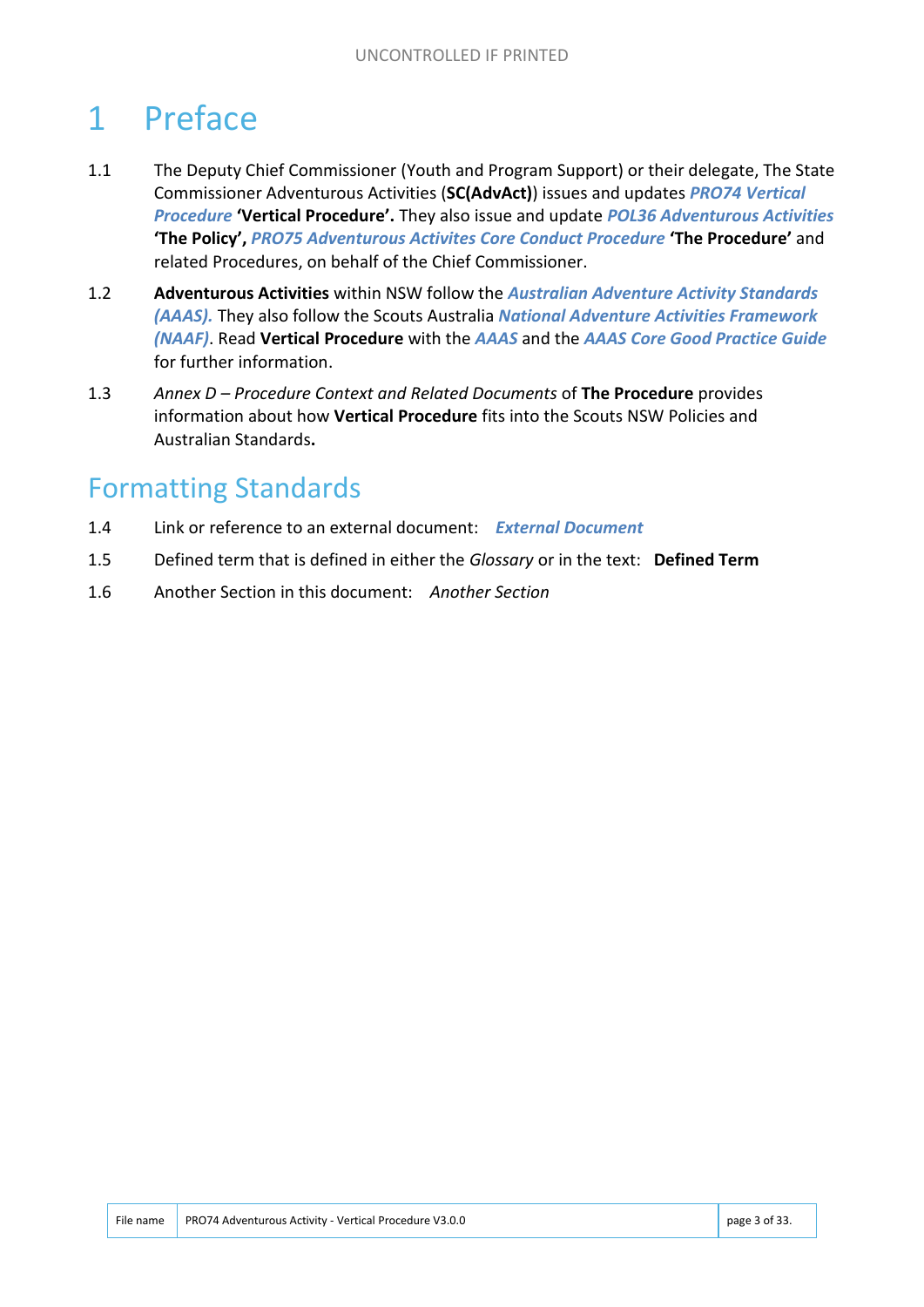# 1 Preface

1.1 The Deputy Chief Commissioner (Youth and Program Support) or their delegate, The State Commissioner Adventurous Activities (**SC(AdvAct)**) issues and updates ***PRO74 Vertical Procedure*** **'Vertical Procedure'.** They also issue and update ***POL36 Adventurous Activities*** **'The Policy',** ***PRO75 Adventurous Activites Core Conduct Procedure*** **'The Procedure'** and related Procedures, on behalf of the Chief Commissioner.

1.2 **Adventurous Activities** within NSW follow the ***Australian Adventure Activity Standards (AAAS).*** They also follow the Scouts Australia ***National Adventure Activities Framework (NAAF)***. Read **Vertical Procedure** with the ***AAAS*** and the ***AAAS Core Good Practice Guide*** for further information.

1.3 *Annex D – Procedure Context and Related Documents* of **The Procedure** provides information about how **Vertical Procedure** fits into the Scouts NSW Policies and Australian Standards**.**

## Formatting Standards

1.4 Link or reference to an external document: ***External Document***

1.5 Defined term that is defined in either the *Glossary* or in the text: **Defined Term**

1.6 Another Section in this document: *Another Section*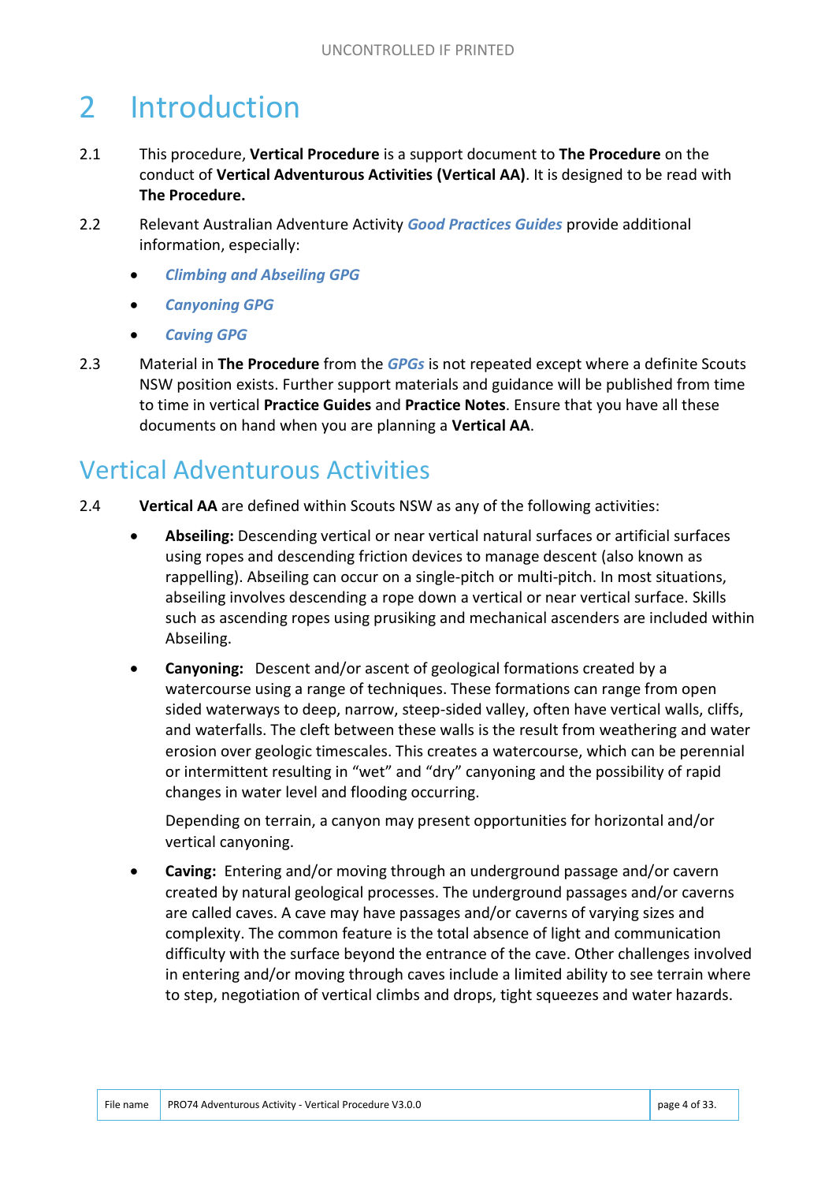# 2 Introduction

2.1 This procedure, **Vertical Procedure** is a support document to **The Procedure** on the conduct of **Vertical Adventurous Activities (Vertical AA)**. It is designed to be read with **The Procedure.**

2.2 Relevant Australian Adventure Activity ***Good Practices Guides*** provide additional information, especially:

- ***Climbing and Abseiling GPG***
- ***Canyoning GPG***
- ***Caving GPG***

2.3 Material in **The Procedure** from the ***GPGs*** is not repeated except where a definite Scouts NSW position exists. Further support materials and guidance will be published from time to time in vertical **Practice Guides** and **Practice Notes**. Ensure that you have all these documents on hand when you are planning a **Vertical AA**.

## Vertical Adventurous Activities

2.4 **Vertical AA** are defined within Scouts NSW as any of the following activities:

- **Abseiling:** Descending vertical or near vertical natural surfaces or artificial surfaces using ropes and descending friction devices to manage descent (also known as rappelling). Abseiling can occur on a single-pitch or multi-pitch. In most situations, abseiling involves descending a rope down a vertical or near vertical surface. Skills such as ascending ropes using prusiking and mechanical ascenders are included within Abseiling.

- **Canyoning:** Descent and/or ascent of geological formations created by a watercourse using a range of techniques. These formations can range from open sided waterways to deep, narrow, steep-sided valley, often have vertical walls, cliffs, and waterfalls. The cleft between these walls is the result from weathering and water erosion over geologic timescales. This creates a watercourse, which can be perennial or intermittent resulting in "wet" and "dry" canyoning and the possibility of rapid changes in water level and flooding occurring.

  Depending on terrain, a canyon may present opportunities for horizontal and/or vertical canyoning.

- **Caving:** Entering and/or moving through an underground passage and/or cavern created by natural geological processes. The underground passages and/or caverns are called caves. A cave may have passages and/or caverns of varying sizes and complexity. The common feature is the total absence of light and communication difficulty with the surface beyond the entrance of the cave. Other challenges involved in entering and/or moving through caves include a limited ability to see terrain where to step, negotiation of vertical climbs and drops, tight squeezes and water hazards.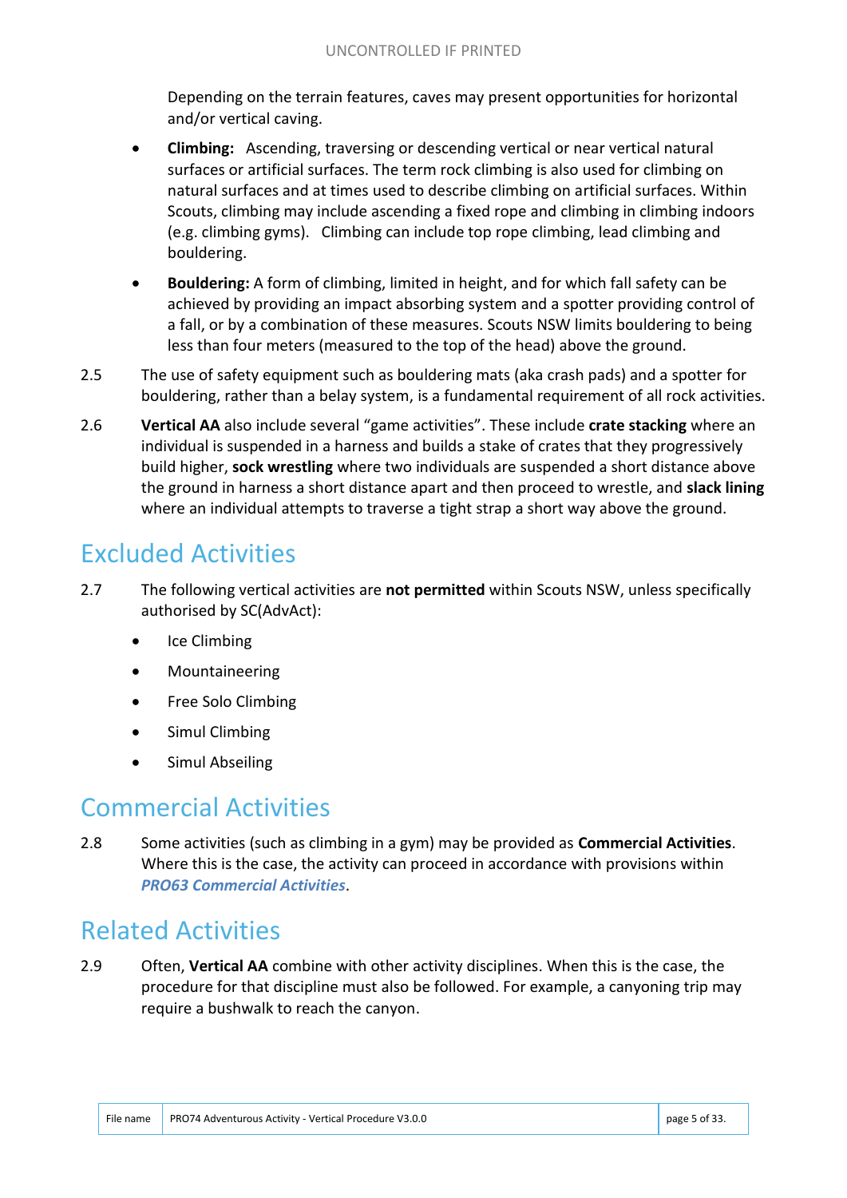Depending on the terrain features, caves may present opportunities for horizontal and/or vertical caving.

- **Climbing:** Ascending, traversing or descending vertical or near vertical natural surfaces or artificial surfaces. The term rock climbing is also used for climbing on natural surfaces and at times used to describe climbing on artificial surfaces. Within Scouts, climbing may include ascending a fixed rope and climbing in climbing indoors (e.g. climbing gyms). Climbing can include top rope climbing, lead climbing and bouldering.
- **Bouldering:** A form of climbing, limited in height, and for which fall safety can be achieved by providing an impact absorbing system and a spotter providing control of a fall, or by a combination of these measures. Scouts NSW limits bouldering to being less than four meters (measured to the top of the head) above the ground.

2.5 The use of safety equipment such as bouldering mats (aka crash pads) and a spotter for bouldering, rather than a belay system, is a fundamental requirement of all rock activities.

2.6 **Vertical AA** also include several "game activities". These include **crate stacking** where an individual is suspended in a harness and builds a stake of crates that they progressively build higher, **sock wrestling** where two individuals are suspended a short distance above the ground in harness a short distance apart and then proceed to wrestle, and **slack lining** where an individual attempts to traverse a tight strap a short way above the ground.

## Excluded Activities

2.7 The following vertical activities are **not permitted** within Scouts NSW, unless specifically authorised by SC(AdvAct):

- Ice Climbing
- Mountaineering
- Free Solo Climbing
- Simul Climbing
- Simul Abseiling

## Commercial Activities

2.8 Some activities (such as climbing in a gym) may be provided as **Commercial Activities**. Where this is the case, the activity can proceed in accordance with provisions within ***PRO63 Commercial Activities***.

## Related Activities

2.9 Often, **Vertical AA** combine with other activity disciplines. When this is the case, the procedure for that discipline must also be followed. For example, a canyoning trip may require a bushwalk to reach the canyon.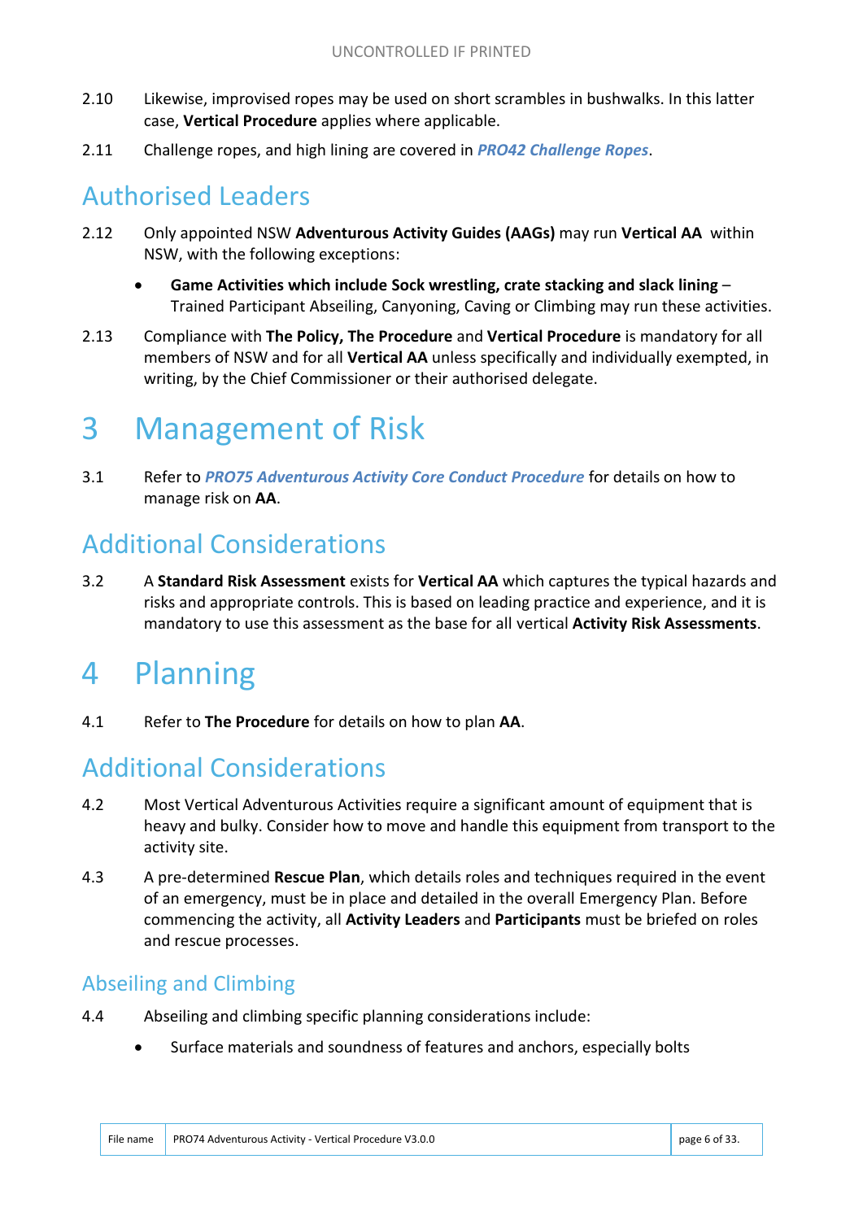2.10 Likewise, improvised ropes may be used on short scrambles in bushwalks. In this latter case, **Vertical Procedure** applies where applicable.

2.11 Challenge ropes, and high lining are covered in ***PRO42 Challenge Ropes***.

## Authorised Leaders

2.12 Only appointed NSW **Adventurous Activity Guides (AAGs)** may run **Vertical AA** within NSW, with the following exceptions:

- **Game Activities which include Sock wrestling, crate stacking and slack lining** – Trained Participant Abseiling, Canyoning, Caving or Climbing may run these activities.

2.13 Compliance with **The Policy, The Procedure** and **Vertical Procedure** is mandatory for all members of NSW and for all **Vertical AA** unless specifically and individually exempted, in writing, by the Chief Commissioner or their authorised delegate.

# 3 Management of Risk

3.1 Refer to ***PRO75 Adventurous Activity Core Conduct Procedure*** for details on how to manage risk on **AA**.

## Additional Considerations

3.2 A **Standard Risk Assessment** exists for **Vertical AA** which captures the typical hazards and risks and appropriate controls. This is based on leading practice and experience, and it is mandatory to use this assessment as the base for all vertical **Activity Risk Assessments**.

# 4 Planning

4.1 Refer to **The Procedure** for details on how to plan **AA**.

## Additional Considerations

4.2 Most Vertical Adventurous Activities require a significant amount of equipment that is heavy and bulky. Consider how to move and handle this equipment from transport to the activity site.

4.3 A pre-determined **Rescue Plan**, which details roles and techniques required in the event of an emergency, must be in place and detailed in the overall Emergency Plan. Before commencing the activity, all **Activity Leaders** and **Participants** must be briefed on roles and rescue processes.

### Abseiling and Climbing

4.4 Abseiling and climbing specific planning considerations include:

- Surface materials and soundness of features and anchors, especially bolts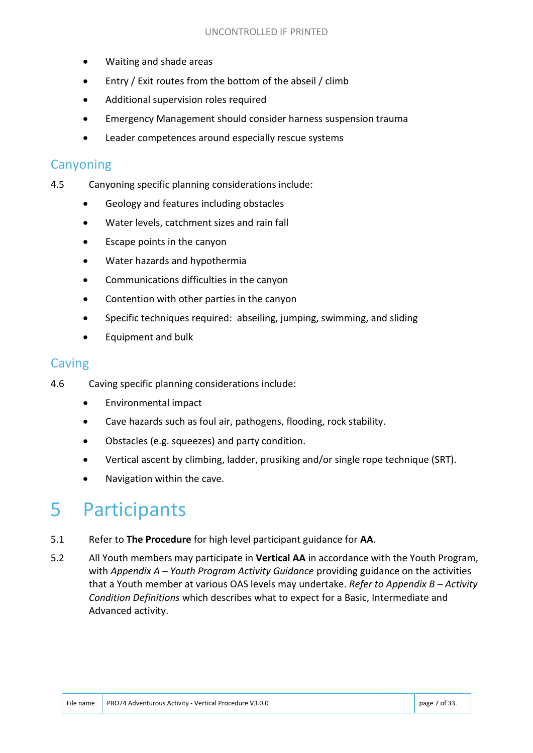- Waiting and shade areas
- Entry / Exit routes from the bottom of the abseil / climb
- Additional supervision roles required
- Emergency Management should consider harness suspension trauma
- Leader competences around especially rescue systems

## Canyoning

4.5 Canyoning specific planning considerations include:

- Geology and features including obstacles
- Water levels, catchment sizes and rain fall
- Escape points in the canyon
- Water hazards and hypothermia
- Communications difficulties in the canyon
- Contention with other parties in the canyon
- Specific techniques required: abseiling, jumping, swimming, and sliding
- Equipment and bulk

## Caving

4.6 Caving specific planning considerations include:

- Environmental impact
- Cave hazards such as foul air, pathogens, flooding, rock stability.
- Obstacles (e.g. squeezes) and party condition.
- Vertical ascent by climbing, ladder, prusiking and/or single rope technique (SRT).
- Navigation within the cave.

# 5 Participants

5.1 Refer to **The Procedure** for high level participant guidance for **AA**.

5.2 All Youth members may participate in **Vertical AA** in accordance with the Youth Program, with *Appendix A – Youth Program Activity Guidance* providing guidance on the activities that a Youth member at various OAS levels may undertake. *Refer to Appendix B – Activity Condition Definitions* which describes what to expect for a Basic, Intermediate and Advanced activity.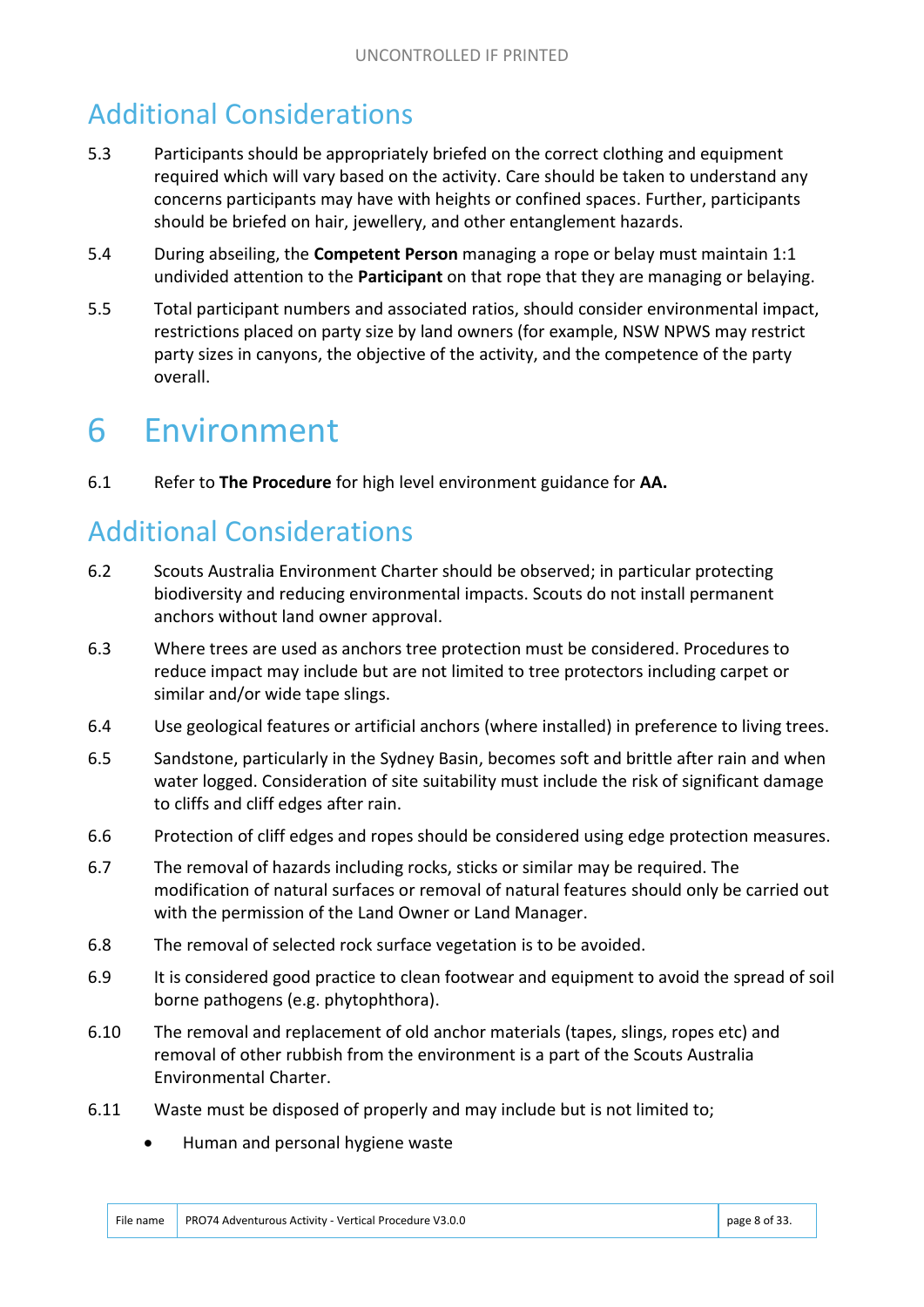## Additional Considerations

5.3 Participants should be appropriately briefed on the correct clothing and equipment required which will vary based on the activity. Care should be taken to understand any concerns participants may have with heights or confined spaces. Further, participants should be briefed on hair, jewellery, and other entanglement hazards.

5.4 During abseiling, the **Competent Person** managing a rope or belay must maintain 1:1 undivided attention to the **Participant** on that rope that they are managing or belaying.

5.5 Total participant numbers and associated ratios, should consider environmental impact, restrictions placed on party size by land owners (for example, NSW NPWS may restrict party sizes in canyons, the objective of the activity, and the competence of the party overall.

# 6 Environment

6.1 Refer to **The Procedure** for high level environment guidance for **AA.**

## Additional Considerations

6.2 Scouts Australia Environment Charter should be observed; in particular protecting biodiversity and reducing environmental impacts. Scouts do not install permanent anchors without land owner approval.

6.3 Where trees are used as anchors tree protection must be considered. Procedures to reduce impact may include but are not limited to tree protectors including carpet or similar and/or wide tape slings.

6.4 Use geological features or artificial anchors (where installed) in preference to living trees.

6.5 Sandstone, particularly in the Sydney Basin, becomes soft and brittle after rain and when water logged. Consideration of site suitability must include the risk of significant damage to cliffs and cliff edges after rain.

6.6 Protection of cliff edges and ropes should be considered using edge protection measures.

6.7 The removal of hazards including rocks, sticks or similar may be required. The modification of natural surfaces or removal of natural features should only be carried out with the permission of the Land Owner or Land Manager.

6.8 The removal of selected rock surface vegetation is to be avoided.

6.9 It is considered good practice to clean footwear and equipment to avoid the spread of soil borne pathogens (e.g. phytophthora).

6.10 The removal and replacement of old anchor materials (tapes, slings, ropes etc) and removal of other rubbish from the environment is a part of the Scouts Australia Environmental Charter.

6.11 Waste must be disposed of properly and may include but is not limited to;

- Human and personal hygiene waste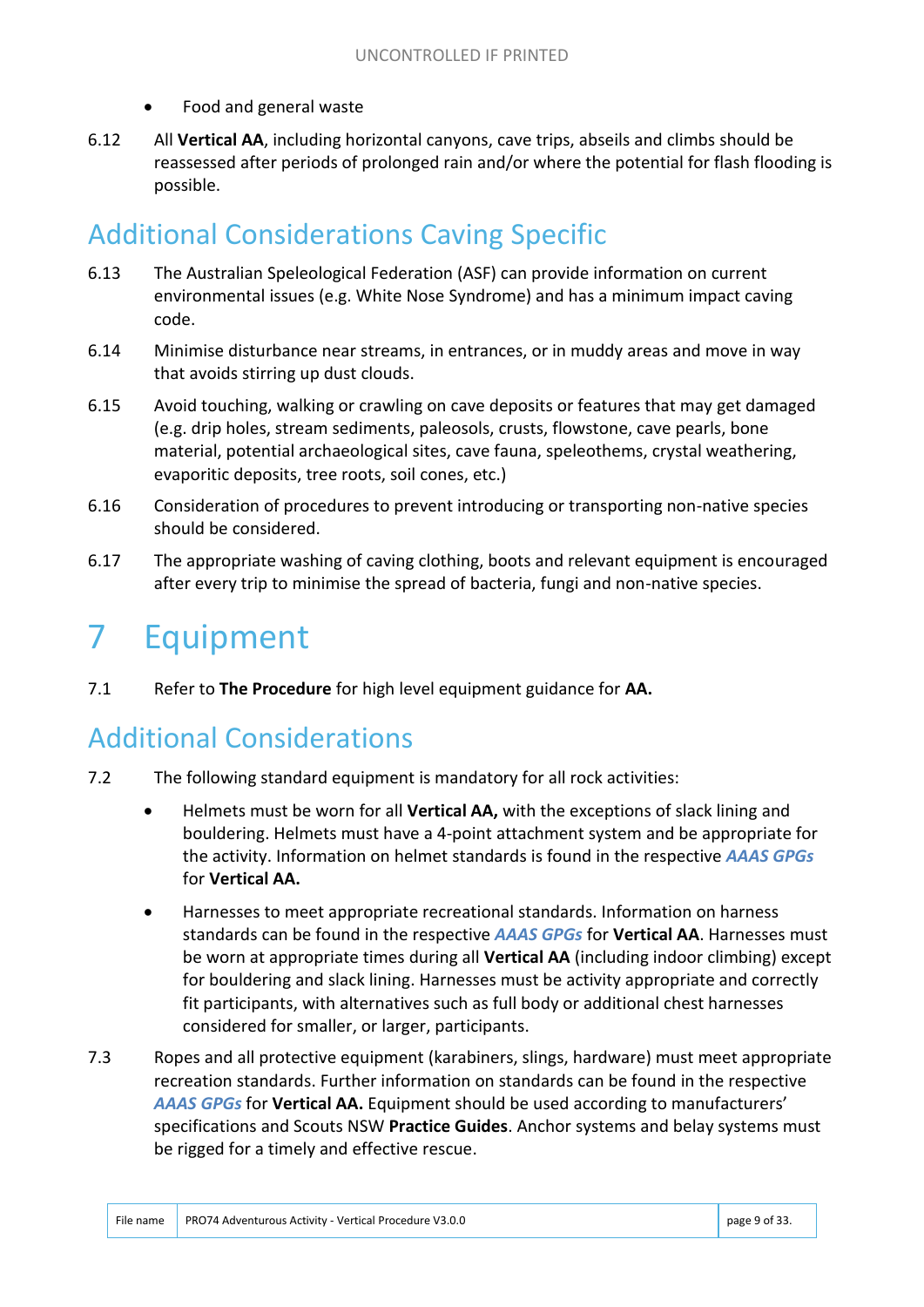- Food and general waste

6.12 All **Vertical AA**, including horizontal canyons, cave trips, abseils and climbs should be reassessed after periods of prolonged rain and/or where the potential for flash flooding is possible.

## Additional Considerations Caving Specific

6.13 The Australian Speleological Federation (ASF) can provide information on current environmental issues (e.g. White Nose Syndrome) and has a minimum impact caving code.

6.14 Minimise disturbance near streams, in entrances, or in muddy areas and move in way that avoids stirring up dust clouds.

6.15 Avoid touching, walking or crawling on cave deposits or features that may get damaged (e.g. drip holes, stream sediments, paleosols, crusts, flowstone, cave pearls, bone material, potential archaeological sites, cave fauna, speleothems, crystal weathering, evaporitic deposits, tree roots, soil cones, etc.)

6.16 Consideration of procedures to prevent introducing or transporting non-native species should be considered.

6.17 The appropriate washing of caving clothing, boots and relevant equipment is encouraged after every trip to minimise the spread of bacteria, fungi and non-native species.

# 7 Equipment

7.1 Refer to **The Procedure** for high level equipment guidance for **AA.**

## Additional Considerations

7.2 The following standard equipment is mandatory for all rock activities:

- Helmets must be worn for all **Vertical AA,** with the exceptions of slack lining and bouldering. Helmets must have a 4-point attachment system and be appropriate for the activity. Information on helmet standards is found in the respective ***AAAS GPGs*** for **Vertical AA.**
- Harnesses to meet appropriate recreational standards. Information on harness standards can be found in the respective ***AAAS GPGs*** for **Vertical AA**. Harnesses must be worn at appropriate times during all **Vertical AA** (including indoor climbing) except for bouldering and slack lining. Harnesses must be activity appropriate and correctly fit participants, with alternatives such as full body or additional chest harnesses considered for smaller, or larger, participants.

7.3 Ropes and all protective equipment (karabiners, slings, hardware) must meet appropriate recreation standards. Further information on standards can be found in the respective ***AAAS GPGs*** for **Vertical AA.** Equipment should be used according to manufacturers' specifications and Scouts NSW **Practice Guides**. Anchor systems and belay systems must be rigged for a timely and effective rescue.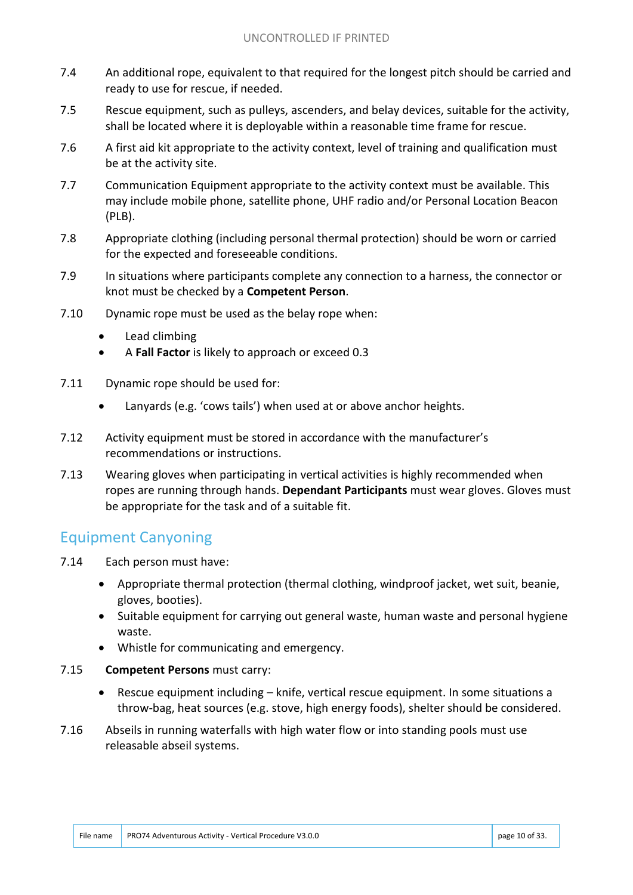7.4 An additional rope, equivalent to that required for the longest pitch should be carried and ready to use for rescue, if needed.

7.5 Rescue equipment, such as pulleys, ascenders, and belay devices, suitable for the activity, shall be located where it is deployable within a reasonable time frame for rescue.

7.6 A first aid kit appropriate to the activity context, level of training and qualification must be at the activity site.

7.7 Communication Equipment appropriate to the activity context must be available. This may include mobile phone, satellite phone, UHF radio and/or Personal Location Beacon (PLB).

7.8 Appropriate clothing (including personal thermal protection) should be worn or carried for the expected and foreseeable conditions.

7.9 In situations where participants complete any connection to a harness, the connector or knot must be checked by a **Competent Person**.

7.10 Dynamic rope must be used as the belay rope when:

- Lead climbing
- A **Fall Factor** is likely to approach or exceed 0.3

7.11 Dynamic rope should be used for:

- Lanyards (e.g. 'cows tails') when used at or above anchor heights.

7.12 Activity equipment must be stored in accordance with the manufacturer's recommendations or instructions.

7.13 Wearing gloves when participating in vertical activities is highly recommended when ropes are running through hands. **Dependant Participants** must wear gloves. Gloves must be appropriate for the task and of a suitable fit.

## Equipment Canyoning

7.14 Each person must have:

- Appropriate thermal protection (thermal clothing, windproof jacket, wet suit, beanie, gloves, booties).
- Suitable equipment for carrying out general waste, human waste and personal hygiene waste.
- Whistle for communicating and emergency.

7.15 **Competent Persons** must carry:

- Rescue equipment including – knife, vertical rescue equipment. In some situations a throw-bag, heat sources (e.g. stove, high energy foods), shelter should be considered.

7.16 Abseils in running waterfalls with high water flow or into standing pools must use releasable abseil systems.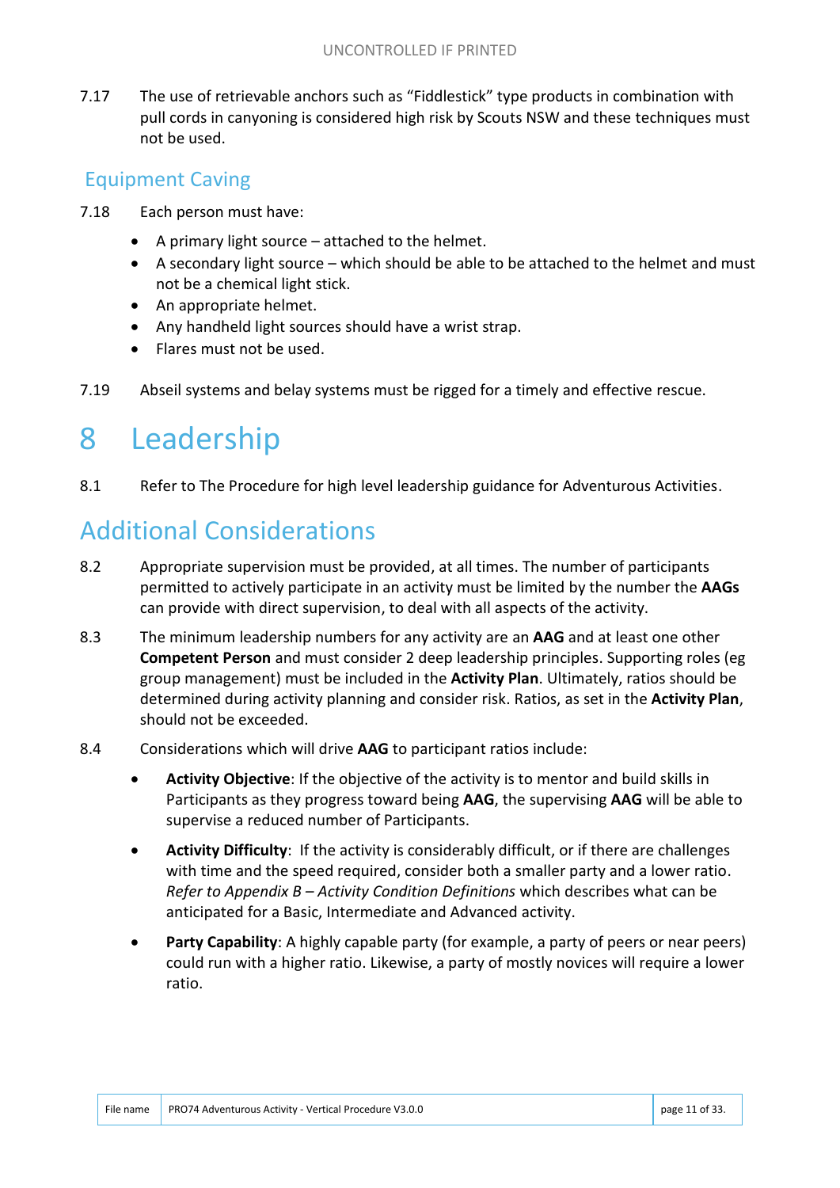7.17 The use of retrievable anchors such as “Fiddlestick” type products in combination with pull cords in canyoning is considered high risk by Scouts NSW and these techniques must not be used.

## Equipment Caving

7.18 Each person must have:

- A primary light source – attached to the helmet.
- A secondary light source – which should be able to be attached to the helmet and must not be a chemical light stick.
- An appropriate helmet.
- Any handheld light sources should have a wrist strap.
- Flares must not be used.

7.19 Abseil systems and belay systems must be rigged for a timely and effective rescue.

# 8 Leadership

8.1 Refer to The Procedure for high level leadership guidance for Adventurous Activities.

## Additional Considerations

8.2 Appropriate supervision must be provided, at all times. The number of participants permitted to actively participate in an activity must be limited by the number the **AAGs** can provide with direct supervision, to deal with all aspects of the activity.

8.3 The minimum leadership numbers for any activity are an **AAG** and at least one other **Competent Person** and must consider 2 deep leadership principles. Supporting roles (eg group management) must be included in the **Activity Plan**. Ultimately, ratios should be determined during activity planning and consider risk. Ratios, as set in the **Activity Plan**, should not be exceeded.

8.4 Considerations which will drive **AAG** to participant ratios include:

- **Activity Objective**: If the objective of the activity is to mentor and build skills in Participants as they progress toward being **AAG**, the supervising **AAG** will be able to supervise a reduced number of Participants.
- **Activity Difficulty**: If the activity is considerably difficult, or if there are challenges with time and the speed required, consider both a smaller party and a lower ratio. *Refer to Appendix B – Activity Condition Definitions* which describes what can be anticipated for a Basic, Intermediate and Advanced activity.
- **Party Capability**: A highly capable party (for example, a party of peers or near peers) could run with a higher ratio. Likewise, a party of mostly novices will require a lower ratio.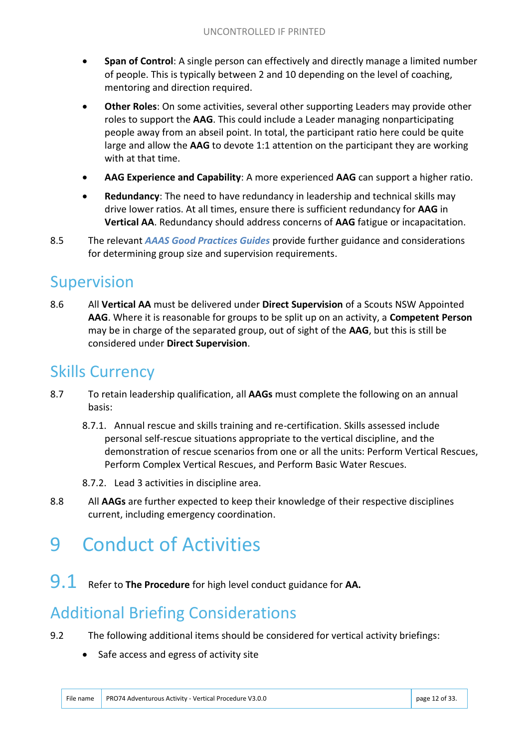- **Span of Control**: A single person can effectively and directly manage a limited number of people. This is typically between 2 and 10 depending on the level of coaching, mentoring and direction required.
- **Other Roles**: On some activities, several other supporting Leaders may provide other roles to support the **AAG**. This could include a Leader managing nonparticipating people away from an abseil point. In total, the participant ratio here could be quite large and allow the **AAG** to devote 1:1 attention on the participant they are working with at that time.
- **AAG Experience and Capability**: A more experienced **AAG** can support a higher ratio.
- **Redundancy**: The need to have redundancy in leadership and technical skills may drive lower ratios. At all times, ensure there is sufficient redundancy for **AAG** in **Vertical AA**. Redundancy should address concerns of **AAG** fatigue or incapacitation.

8.5 The relevant ***AAAS Good Practices Guides*** provide further guidance and considerations for determining group size and supervision requirements.

## Supervision

8.6 All **Vertical AA** must be delivered under **Direct Supervision** of a Scouts NSW Appointed **AAG**. Where it is reasonable for groups to be split up on an activity, a **Competent Person** may be in charge of the separated group, out of sight of the **AAG**, but this is still be considered under **Direct Supervision**.

## Skills Currency

8.7 To retain leadership qualification, all **AAGs** must complete the following on an annual basis:

8.7.1. Annual rescue and skills training and re-certification. Skills assessed include personal self-rescue situations appropriate to the vertical discipline, and the demonstration of rescue scenarios from one or all the units: Perform Vertical Rescues, Perform Complex Vertical Rescues, and Perform Basic Water Rescues.

8.7.2. Lead 3 activities in discipline area.

8.8 All **AAGs** are further expected to keep their knowledge of their respective disciplines current, including emergency coordination.

# 9 Conduct of Activities

9.1 Refer to **The Procedure** for high level conduct guidance for **AA.**

## Additional Briefing Considerations

9.2 The following additional items should be considered for vertical activity briefings:

- Safe access and egress of activity site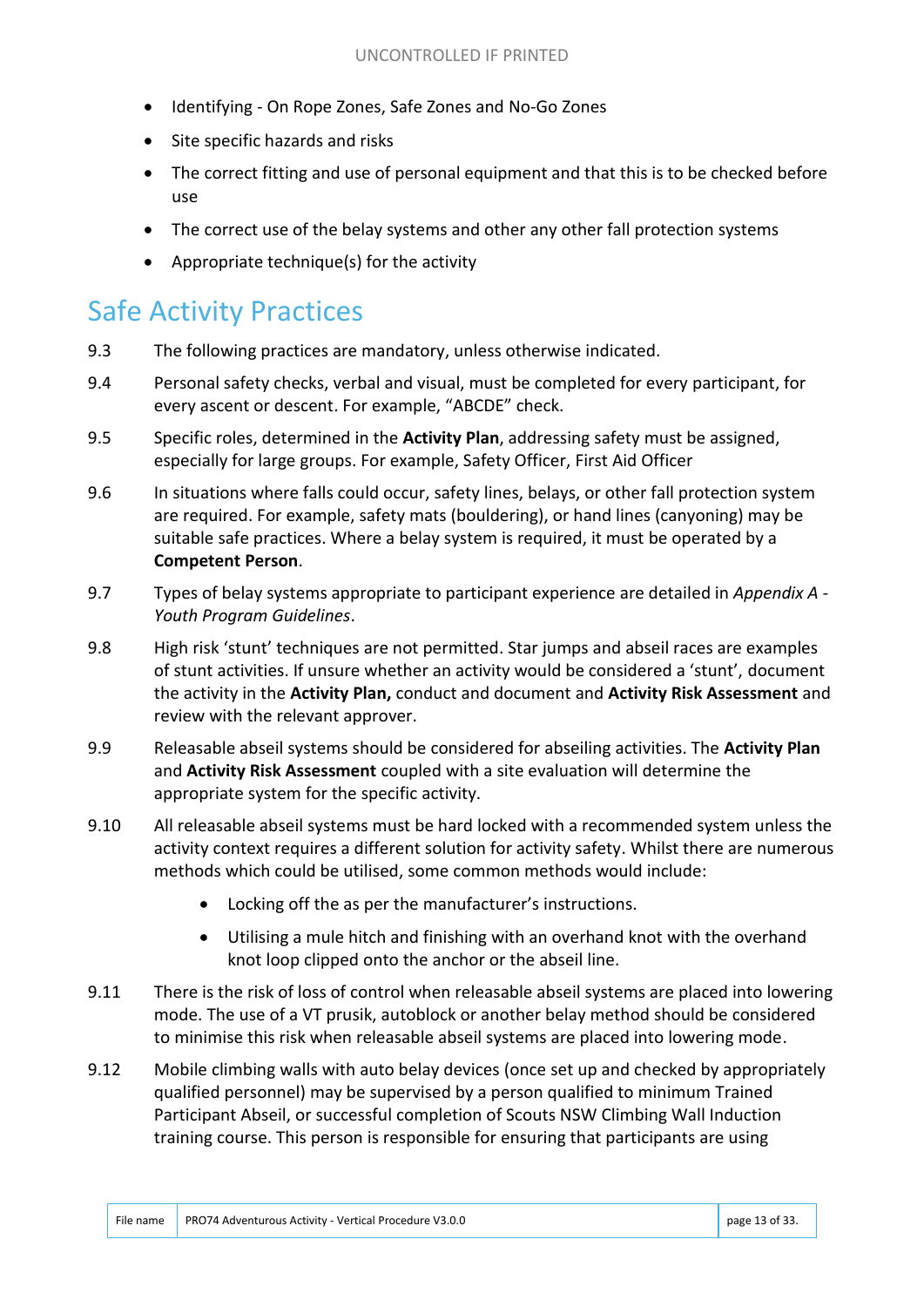- Identifying - On Rope Zones, Safe Zones and No-Go Zones
- Site specific hazards and risks
- The correct fitting and use of personal equipment and that this is to be checked before use
- The correct use of the belay systems and other any other fall protection systems
- Appropriate technique(s) for the activity

## Safe Activity Practices

9.3 The following practices are mandatory, unless otherwise indicated.

9.4 Personal safety checks, verbal and visual, must be completed for every participant, for every ascent or descent. For example, "ABCDE" check.

9.5 Specific roles, determined in the **Activity Plan**, addressing safety must be assigned, especially for large groups. For example, Safety Officer, First Aid Officer

9.6 In situations where falls could occur, safety lines, belays, or other fall protection system are required. For example, safety mats (bouldering), or hand lines (canyoning) may be suitable safe practices. Where a belay system is required, it must be operated by a **Competent Person**.

9.7 Types of belay systems appropriate to participant experience are detailed in *Appendix A - Youth Program Guidelines*.

9.8 High risk 'stunt' techniques are not permitted. Star jumps and abseil races are examples of stunt activities. If unsure whether an activity would be considered a 'stunt', document the activity in the **Activity Plan,** conduct and document and **Activity Risk Assessment** and review with the relevant approver.

9.9 Releasable abseil systems should be considered for abseiling activities. The **Activity Plan** and **Activity Risk Assessment** coupled with a site evaluation will determine the appropriate system for the specific activity.

9.10 All releasable abseil systems must be hard locked with a recommended system unless the activity context requires a different solution for activity safety. Whilst there are numerous methods which could be utilised, some common methods would include:

- Locking off the as per the manufacturer's instructions.
- Utilising a mule hitch and finishing with an overhand knot with the overhand knot loop clipped onto the anchor or the abseil line.

9.11 There is the risk of loss of control when releasable abseil systems are placed into lowering mode. The use of a VT prusik, autoblock or another belay method should be considered to minimise this risk when releasable abseil systems are placed into lowering mode.

9.12 Mobile climbing walls with auto belay devices (once set up and checked by appropriately qualified personnel) may be supervised by a person qualified to minimum Trained Participant Abseil, or successful completion of Scouts NSW Climbing Wall Induction training course. This person is responsible for ensuring that participants are using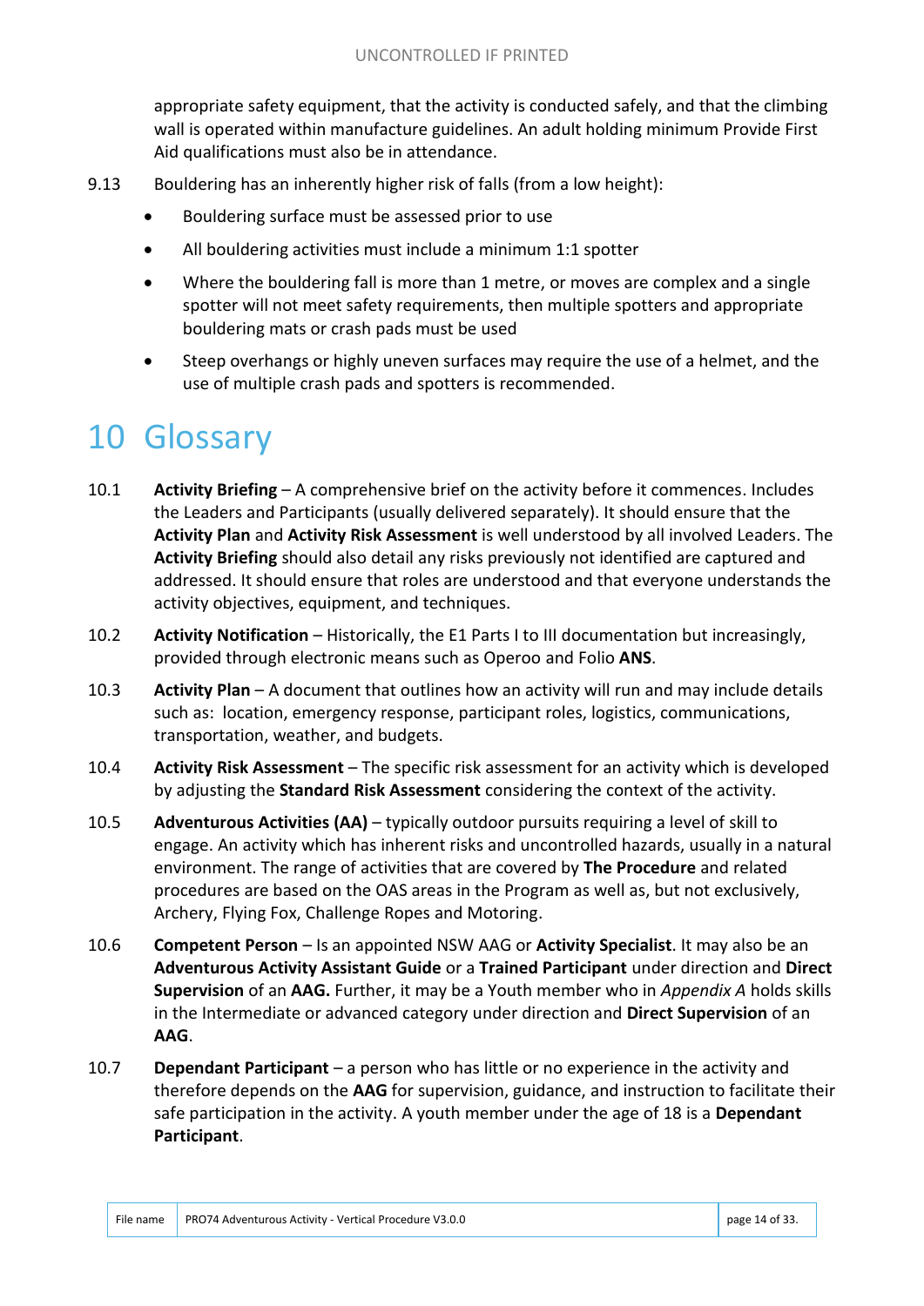appropriate safety equipment, that the activity is conducted safely, and that the climbing wall is operated within manufacture guidelines. An adult holding minimum Provide First Aid qualifications must also be in attendance.

9.13 Bouldering has an inherently higher risk of falls (from a low height):

- Bouldering surface must be assessed prior to use
- All bouldering activities must include a minimum 1:1 spotter
- Where the bouldering fall is more than 1 metre, or moves are complex and a single spotter will not meet safety requirements, then multiple spotters and appropriate bouldering mats or crash pads must be used
- Steep overhangs or highly uneven surfaces may require the use of a helmet, and the use of multiple crash pads and spotters is recommended.

# 10 Glossary

10.1 **Activity Briefing** – A comprehensive brief on the activity before it commences. Includes the Leaders and Participants (usually delivered separately). It should ensure that the **Activity Plan** and **Activity Risk Assessment** is well understood by all involved Leaders. The **Activity Briefing** should also detail any risks previously not identified are captured and addressed. It should ensure that roles are understood and that everyone understands the activity objectives, equipment, and techniques.

10.2 **Activity Notification** – Historically, the E1 Parts I to III documentation but increasingly, provided through electronic means such as Operoo and Folio **ANS**.

10.3 **Activity Plan** – A document that outlines how an activity will run and may include details such as: location, emergency response, participant roles, logistics, communications, transportation, weather, and budgets.

10.4 **Activity Risk Assessment** – The specific risk assessment for an activity which is developed by adjusting the **Standard Risk Assessment** considering the context of the activity.

10.5 **Adventurous Activities (AA)** – typically outdoor pursuits requiring a level of skill to engage. An activity which has inherent risks and uncontrolled hazards, usually in a natural environment. The range of activities that are covered by **The Procedure** and related procedures are based on the OAS areas in the Program as well as, but not exclusively, Archery, Flying Fox, Challenge Ropes and Motoring.

10.6 **Competent Person** – Is an appointed NSW AAG or **Activity Specialist**. It may also be an **Adventurous Activity Assistant Guide** or a **Trained Participant** under direction and **Direct Supervision** of an **AAG.** Further, it may be a Youth member who in *Appendix A* holds skills in the Intermediate or advanced category under direction and **Direct Supervision** of an **AAG**.

10.7 **Dependant Participant** – a person who has little or no experience in the activity and therefore depends on the **AAG** for supervision, guidance, and instruction to facilitate their safe participation in the activity. A youth member under the age of 18 is a **Dependant Participant**.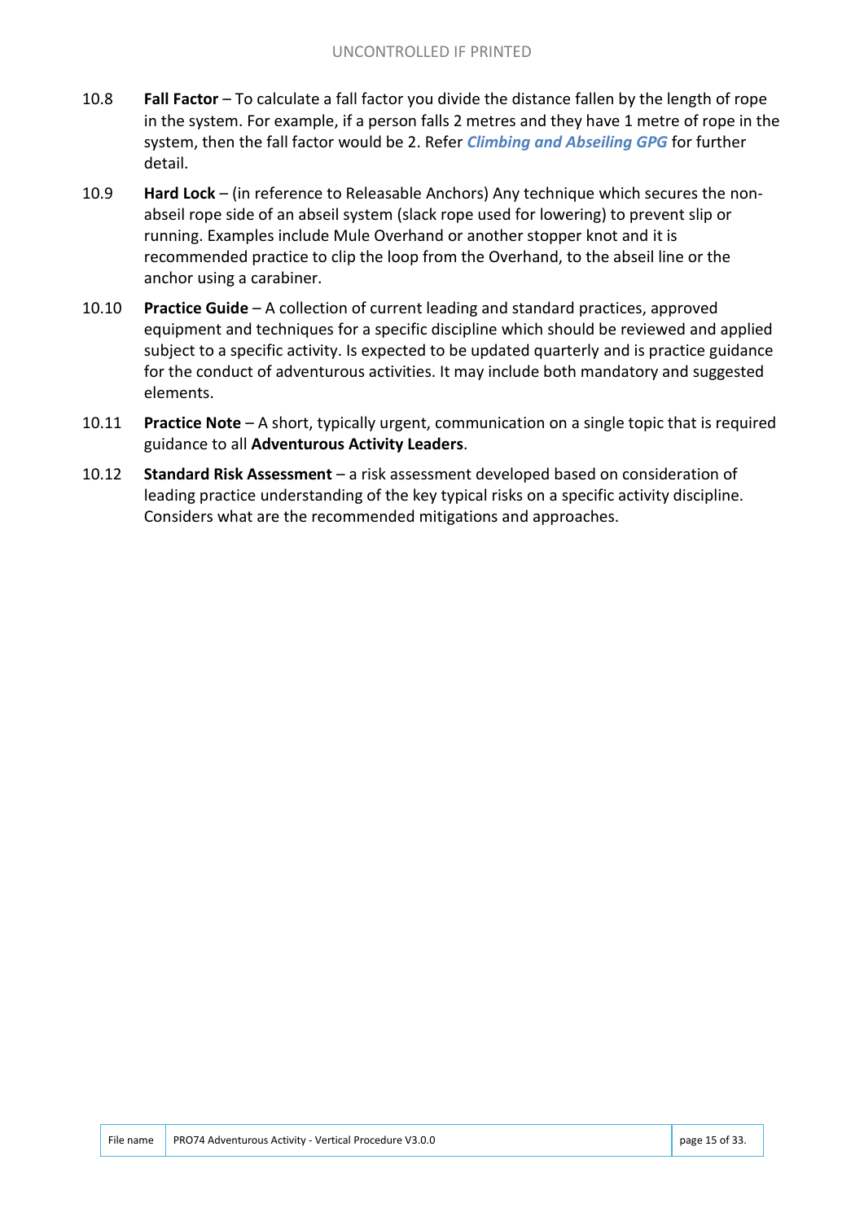10.8 **Fall Factor** – To calculate a fall factor you divide the distance fallen by the length of rope in the system. For example, if a person falls 2 metres and they have 1 metre of rope in the system, then the fall factor would be 2. Refer ***Climbing and Abseiling GPG*** for further detail.

10.9 **Hard Lock** – (in reference to Releasable Anchors) Any technique which secures the non-abseil rope side of an abseil system (slack rope used for lowering) to prevent slip or running. Examples include Mule Overhand or another stopper knot and it is recommended practice to clip the loop from the Overhand, to the abseil line or the anchor using a carabiner.

10.10 **Practice Guide** – A collection of current leading and standard practices, approved equipment and techniques for a specific discipline which should be reviewed and applied subject to a specific activity. Is expected to be updated quarterly and is practice guidance for the conduct of adventurous activities. It may include both mandatory and suggested elements.

10.11 **Practice Note** – A short, typically urgent, communication on a single topic that is required guidance to all **Adventurous Activity Leaders**.

10.12 **Standard Risk Assessment** – a risk assessment developed based on consideration of leading practice understanding of the key typical risks on a specific activity discipline. Considers what are the recommended mitigations and approaches.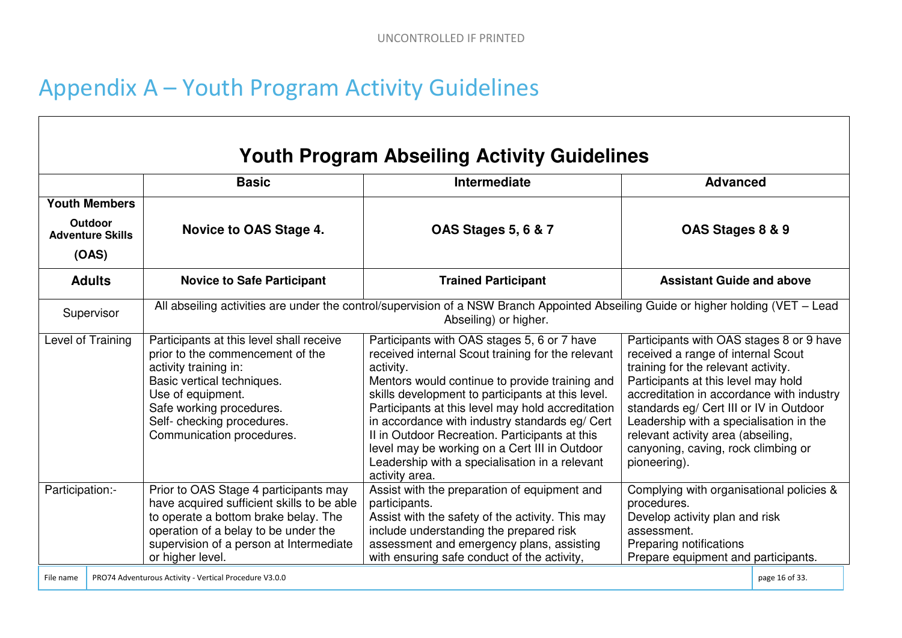# Appendix A – Youth Program Activity Guidelines

| Youth Program Abseiling Activity Guidelines | | | |
|---|---|---|---|
| | **Basic** | **Intermediate** | **Advanced** |
| **Youth Members**<br>**Outdoor Adventure Skills**<br>**(OAS)** | **Novice to OAS Stage 4.** | **OAS Stages 5, 6 & 7** | **OAS Stages 8 & 9** |
| **Adults** | **Novice to Safe Participant** | **Trained Participant** | **Assistant Guide and above** |
| Supervisor | All abseiling activities are under the control/supervision of a NSW Branch Appointed Abseiling Guide or higher holding (VET – Lead Abseiling) or higher. | | |
| Level of Training | Participants at this level shall receive prior to the commencement of the activity training in:<br>Basic vertical techniques.<br>Use of equipment.<br>Safe working procedures.<br>Self- checking procedures.<br>Communication procedures. | Participants with OAS stages 5, 6 or 7 have received internal Scout training for the relevant activity.<br>Mentors would continue to provide training and skills development to participants at this level.<br>Participants at this level may hold accreditation in accordance with industry standards eg/ Cert II in Outdoor Recreation. Participants at this level may be working on a Cert III in Outdoor Leadership with a specialisation in a relevant activity area. | Participants with OAS stages 8 or 9 have received a range of internal Scout training for the relevant activity.<br>Participants at this level may hold accreditation in accordance with industry standards eg/ Cert III or IV in Outdoor Leadership with a specialisation in the relevant activity area (abseiling, canyoning, caving, rock climbing or pioneering). |
| Participation:- | Prior to OAS Stage 4 participants may have acquired sufficient skills to be able to operate a bottom brake belay. The operation of a belay to be under the supervision of a person at Intermediate or higher level. | Assist with the preparation of equipment and participants.<br>Assist with the safety of the activity. This may include understanding the prepared risk assessment and emergency plans, assisting with ensuring safe conduct of the activity, | Complying with organisational policies & procedures.<br>Develop activity plan and risk assessment.<br>Preparing notifications<br>Prepare equipment and participants. |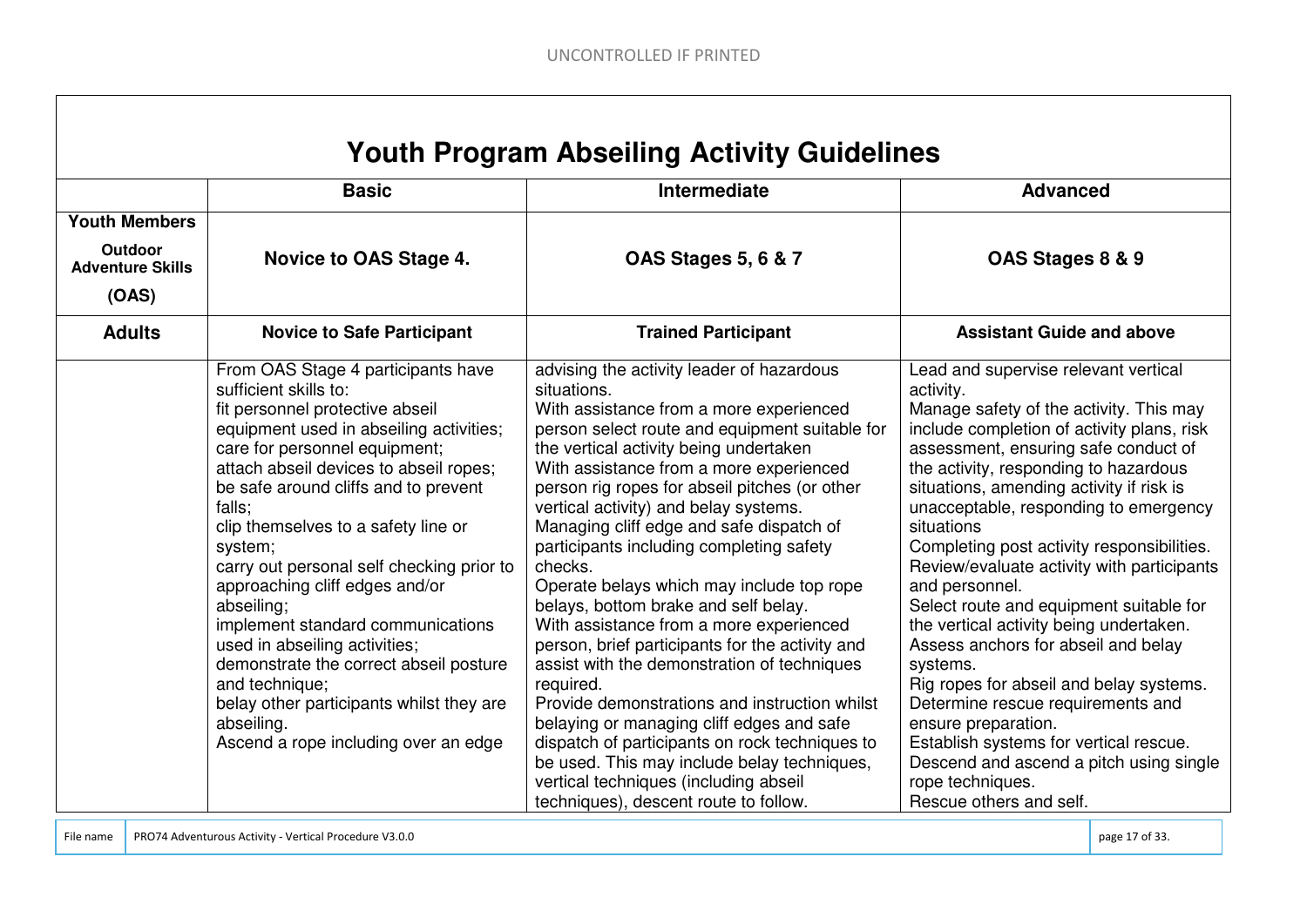# Youth Program Abseiling Activity Guidelines

| | Basic | Intermediate | Advanced |
|---|---|---|---|
| **Youth Members** **Outdoor Adventure Skills** **(OAS)** | **Novice to OAS Stage 4.** | **OAS Stages 5, 6 & 7** | **OAS Stages 8 & 9** |
| **Adults** | **Novice to Safe Participant** | **Trained Participant** | **Assistant Guide and above** |
| | From OAS Stage 4 participants have sufficient skills to:<br>fit personnel protective abseil equipment used in abseiling activities;<br>care for personnel equipment;<br>attach abseil devices to abseil ropes;<br>be safe around cliffs and to prevent falls;<br>clip themselves to a safety line or system;<br>carry out personal self checking prior to approaching cliff edges and/or abseiling;<br>implement standard communications used in abseiling activities;<br>demonstrate the correct abseil posture and technique;<br>belay other participants whilst they are abseiling.<br>Ascend a rope including over an edge | advising the activity leader of hazardous situations.<br>With assistance from a more experienced person select route and equipment suitable for the vertical activity being undertaken<br>With assistance from a more experienced person rig ropes for abseil pitches (or other vertical activity) and belay systems.<br>Managing cliff edge and safe dispatch of participants including completing safety checks.<br>Operate belays which may include top rope belays, bottom brake and self belay.<br>With assistance from a more experienced person, brief participants for the activity and assist with the demonstration of techniques required.<br>Provide demonstrations and instruction whilst belaying or managing cliff edges and safe dispatch of participants on rock techniques to be used. This may include belay techniques, vertical techniques (including abseil techniques), descent route to follow. | Lead and supervise relevant vertical activity.<br>Manage safety of the activity. This may include completion of activity plans, risk assessment, ensuring safe conduct of the activity, responding to hazardous situations, amending activity if risk is unacceptable, responding to emergency situations<br>Completing post activity responsibilities.<br>Review/evaluate activity with participants and personnel.<br>Select route and equipment suitable for the vertical activity being undertaken.<br>Assess anchors for abseil and belay systems.<br>Rig ropes for abseil and belay systems.<br>Determine rescue requirements and ensure preparation.<br>Establish systems for vertical rescue.<br>Descend and ascend a pitch using single rope techniques.<br>Rescue others and self. |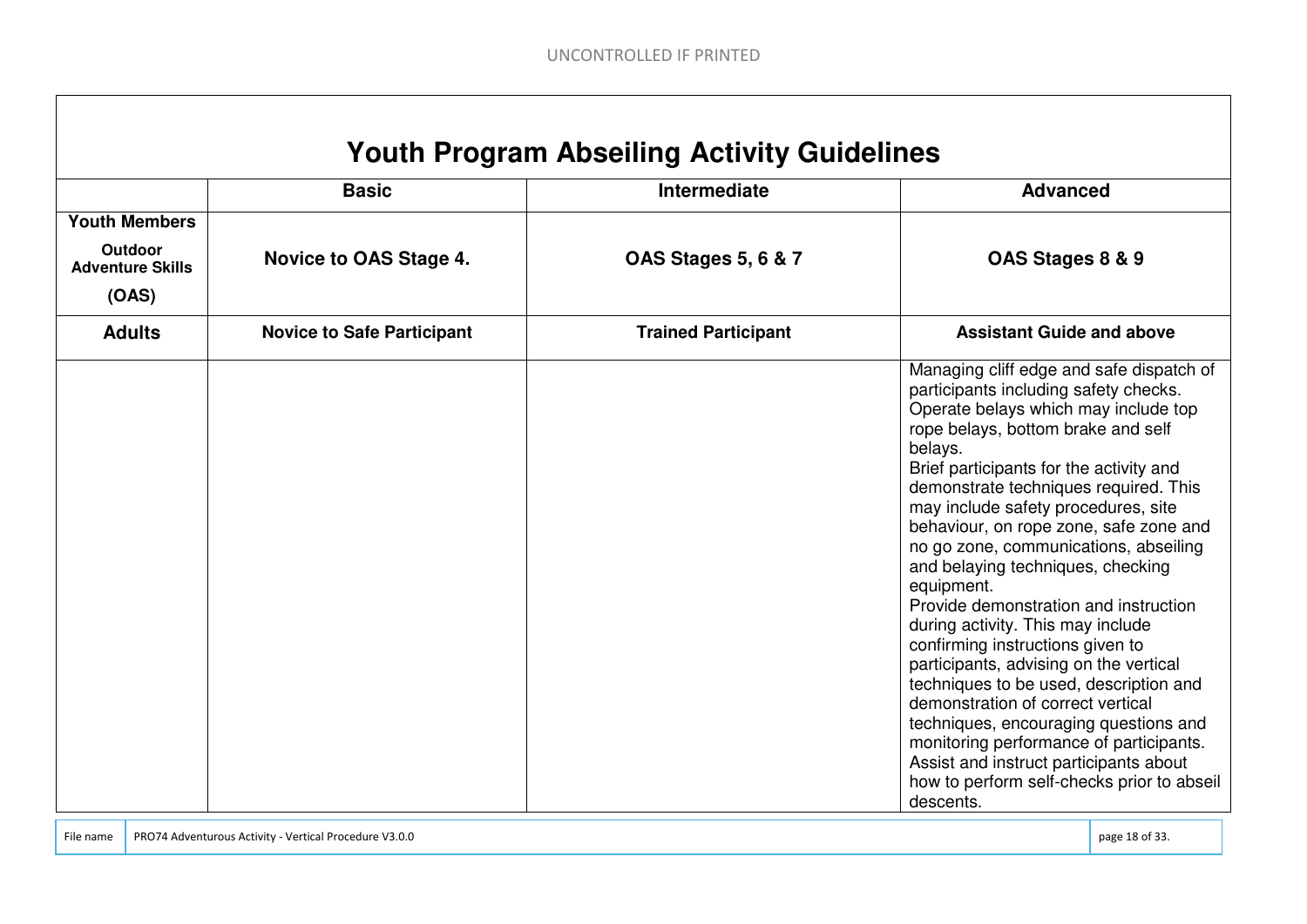# Youth Program Abseiling Activity Guidelines

| | Basic | Intermediate | Advanced |
|---|---|---|---|
| **Youth Members** **Outdoor Adventure Skills (OAS)** | **Novice to OAS Stage 4.** | **OAS Stages 5, 6 & 7** | **OAS Stages 8 & 9** |
| **Adults** | **Novice to Safe Participant** | **Trained Participant** | **Assistant Guide and above** |
| | | | Managing cliff edge and safe dispatch of participants including safety checks. Operate belays which may include top rope belays, bottom brake and self belays. Brief participants for the activity and demonstrate techniques required. This may include safety procedures, site behaviour, on rope zone, safe zone and no go zone, communications, abseiling and belaying techniques, checking equipment. Provide demonstration and instruction during activity. This may include confirming instructions given to participants, advising on the vertical techniques to be used, description and demonstration of correct vertical techniques, encouraging questions and monitoring performance of participants. Assist and instruct participants about how to perform self-checks prior to abseil descents. |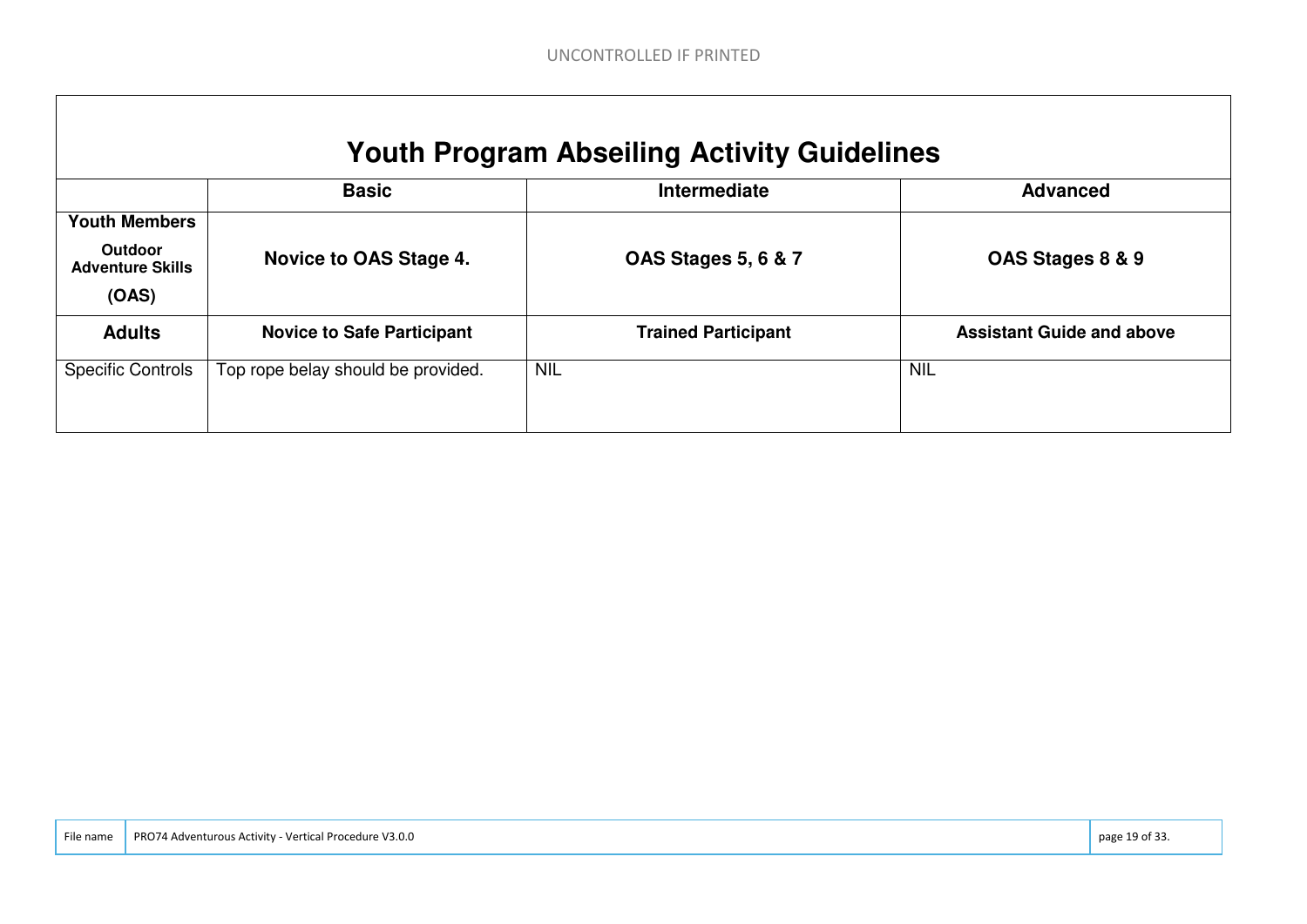# Youth Program Abseiling Activity Guidelines

| | Basic | Intermediate | Advanced |
|---|---|---|---|
| **Youth Members** **Outdoor Adventure Skills (OAS)** | **Novice to OAS Stage 4.** | **OAS Stages 5, 6 & 7** | **OAS Stages 8 & 9** |
| **Adults** | **Novice to Safe Participant** | **Trained Participant** | **Assistant Guide and above** |
| Specific Controls | Top rope belay should be provided. | NIL | NIL |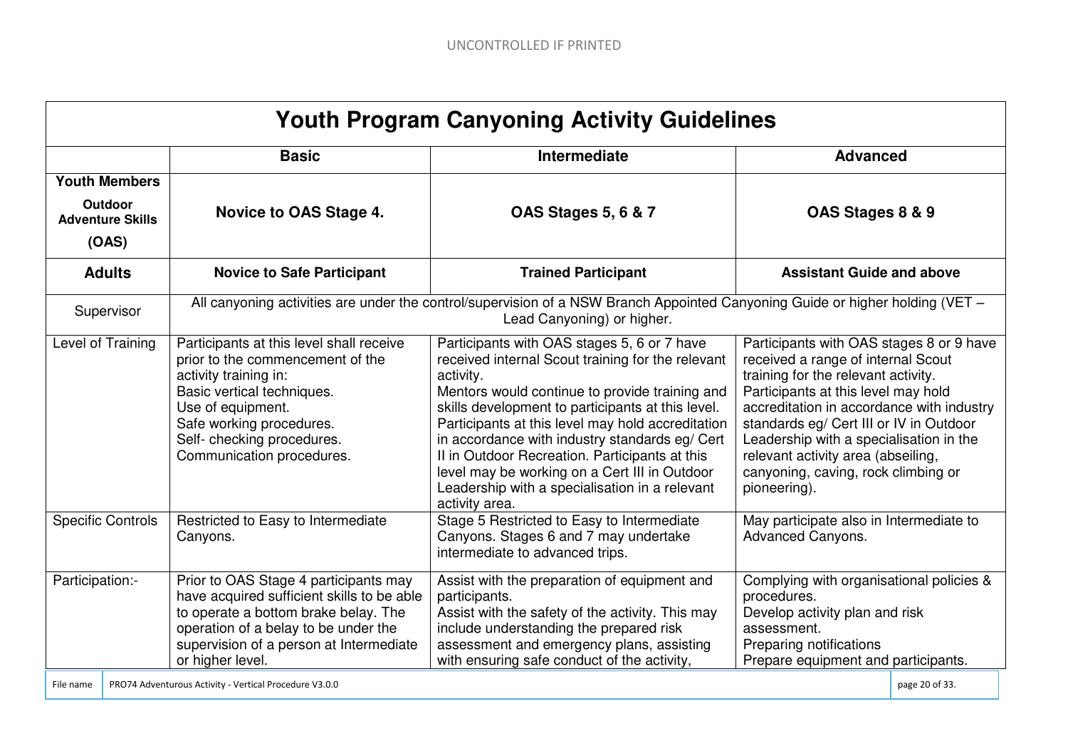# Youth Program Canyoning Activity Guidelines

| | Basic | Intermediate | Advanced |
|---|---|---|---|
| **Youth Members Outdoor Adventure Skills (OAS)** | **Novice to OAS Stage 4.** | **OAS Stages 5, 6 & 7** | **OAS Stages 8 & 9** |
| **Adults** | **Novice to Safe Participant** | **Trained Participant** | **Assistant Guide and above** |
| Supervisor | All canyoning activities are under the control/supervision of a NSW Branch Appointed Canyoning Guide or higher holding (VET – Lead Canyoning) or higher. | | |
| Level of Training | Participants at this level shall receive prior to the commencement of the activity training in:<br>Basic vertical techniques.<br>Use of equipment.<br>Safe working procedures.<br>Self- checking procedures.<br>Communication procedures. | Participants with OAS stages 5, 6 or 7 have received internal Scout training for the relevant activity.<br>Mentors would continue to provide training and skills development to participants at this level.<br>Participants at this level may hold accreditation in accordance with industry standards eg/ Cert II in Outdoor Recreation. Participants at this level may be working on a Cert III in Outdoor Leadership with a specialisation in a relevant activity area. | Participants with OAS stages 8 or 9 have received a range of internal Scout training for the relevant activity.<br>Participants at this level may hold accreditation in accordance with industry standards eg/ Cert III or IV in Outdoor Leadership with a specialisation in the relevant activity area (abseiling, canyoning, caving, rock climbing or pioneering). |
| Specific Controls | Restricted to Easy to Intermediate Canyons. | Stage 5 Restricted to Easy to Intermediate Canyons. Stages 6 and 7 may undertake intermediate to advanced trips. | May participate also in Intermediate to Advanced Canyons. |
| Participation:- | Prior to OAS Stage 4 participants may have acquired sufficient skills to be able to operate a bottom brake belay. The operation of a belay to be under the supervision of a person at Intermediate or higher level. | Assist with the preparation of equipment and participants.<br>Assist with the safety of the activity. This may include understanding the prepared risk assessment and emergency plans, assisting with ensuring safe conduct of the activity, | Complying with organisational policies & procedures.<br>Develop activity plan and risk assessment.<br>Preparing notifications<br>Prepare equipment and participants. |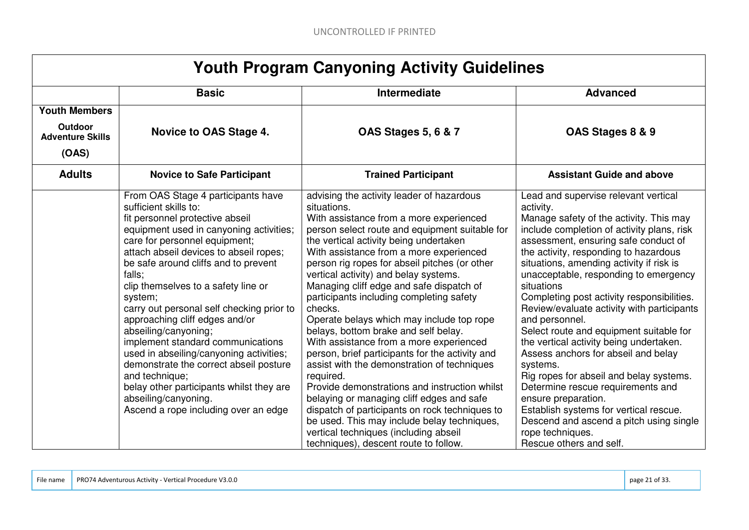# Youth Program Canyoning Activity Guidelines

| | Basic | Intermediate | Advanced |
|---|---|---|---|
| **Youth Members** **Outdoor Adventure Skills (OAS)** | **Novice to OAS Stage 4.** | **OAS Stages 5, 6 & 7** | **OAS Stages 8 & 9** |
| **Adults** | **Novice to Safe Participant** | **Trained Participant** | **Assistant Guide and above** |
| | From OAS Stage 4 participants have sufficient skills to:<br>fit personnel protective abseil equipment used in canyoning activities;<br>care for personnel equipment;<br>attach abseil devices to abseil ropes;<br>be safe around cliffs and to prevent falls;<br>clip themselves to a safety line or system;<br>carry out personal self checking prior to approaching cliff edges and/or abseiling/canyoning;<br>implement standard communications used in abseiling/canyoning activities;<br>demonstrate the correct abseil posture and technique;<br>belay other participants whilst they are abseiling/canyoning.<br>Ascend a rope including over an edge | advising the activity leader of hazardous situations.<br>With assistance from a more experienced person select route and equipment suitable for the vertical activity being undertaken<br>With assistance from a more experienced person rig ropes for abseil pitches (or other vertical activity) and belay systems.<br>Managing cliff edge and safe dispatch of participants including completing safety checks.<br>Operate belays which may include top rope belays, bottom brake and self belay.<br>With assistance from a more experienced person, brief participants for the activity and assist with the demonstration of techniques required.<br>Provide demonstrations and instruction whilst belaying or managing cliff edges and safe dispatch of participants on rock techniques to be used. This may include belay techniques, vertical techniques (including abseil techniques), descent route to follow. | Lead and supervise relevant vertical activity.<br>Manage safety of the activity. This may include completion of activity plans, risk assessment, ensuring safe conduct of the activity, responding to hazardous situations, amending activity if risk is unacceptable, responding to emergency situations<br>Completing post activity responsibilities.<br>Review/evaluate activity with participants and personnel.<br>Select route and equipment suitable for the vertical activity being undertaken.<br>Assess anchors for abseil and belay systems.<br>Rig ropes for abseil and belay systems.<br>Determine rescue requirements and ensure preparation.<br>Establish systems for vertical rescue.<br>Descend and ascend a pitch using single rope techniques.<br>Rescue others and self. |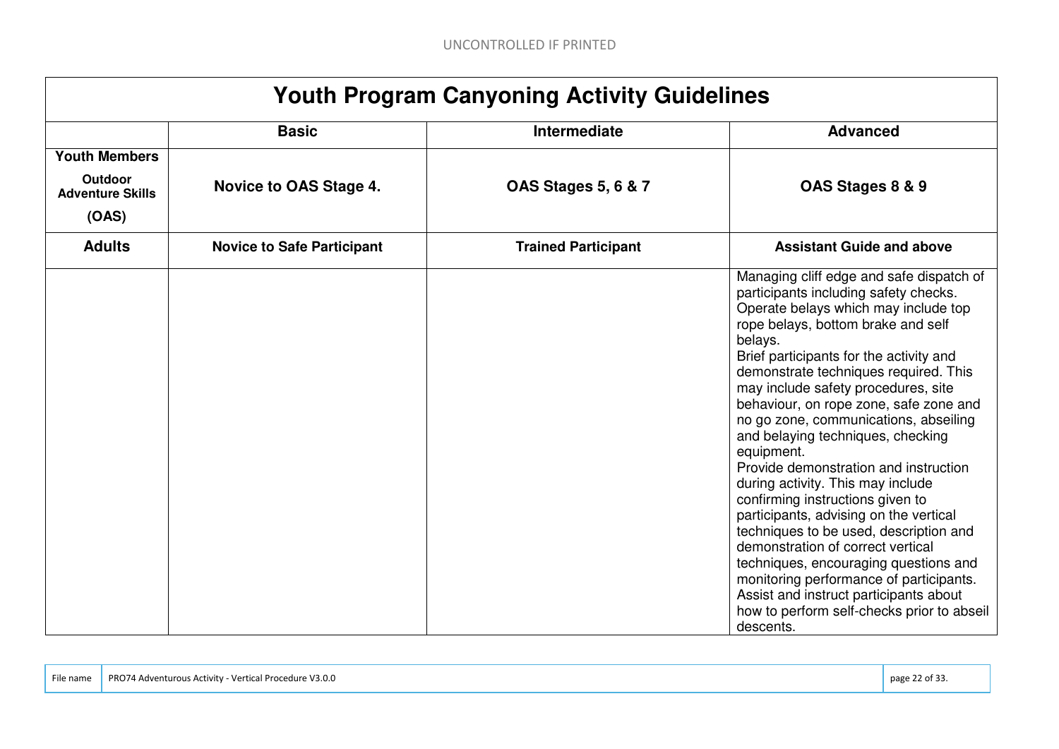| Youth Program Canyoning Activity Guidelines | | | |
|---|---|---|---|
| | **Basic** | **Intermediate** | **Advanced** |
| **Youth Members** **Outdoor Adventure Skills** **(OAS)** | **Novice to OAS Stage 4.** | **OAS Stages 5, 6 & 7** | **OAS Stages 8 & 9** |
| **Adults** | **Novice to Safe Participant** | **Trained Participant** | **Assistant Guide and above** |
| | | | Managing cliff edge and safe dispatch of participants including safety checks. Operate belays which may include top rope belays, bottom brake and self belays. Brief participants for the activity and demonstrate techniques required. This may include safety procedures, site behaviour, on rope zone, safe zone and no go zone, communications, abseiling and belaying techniques, checking equipment. Provide demonstration and instruction during activity. This may include confirming instructions given to participants, advising on the vertical techniques to be used, description and demonstration of correct vertical techniques, encouraging questions and monitoring performance of participants. Assist and instruct participants about how to perform self-checks prior to abseil descents. |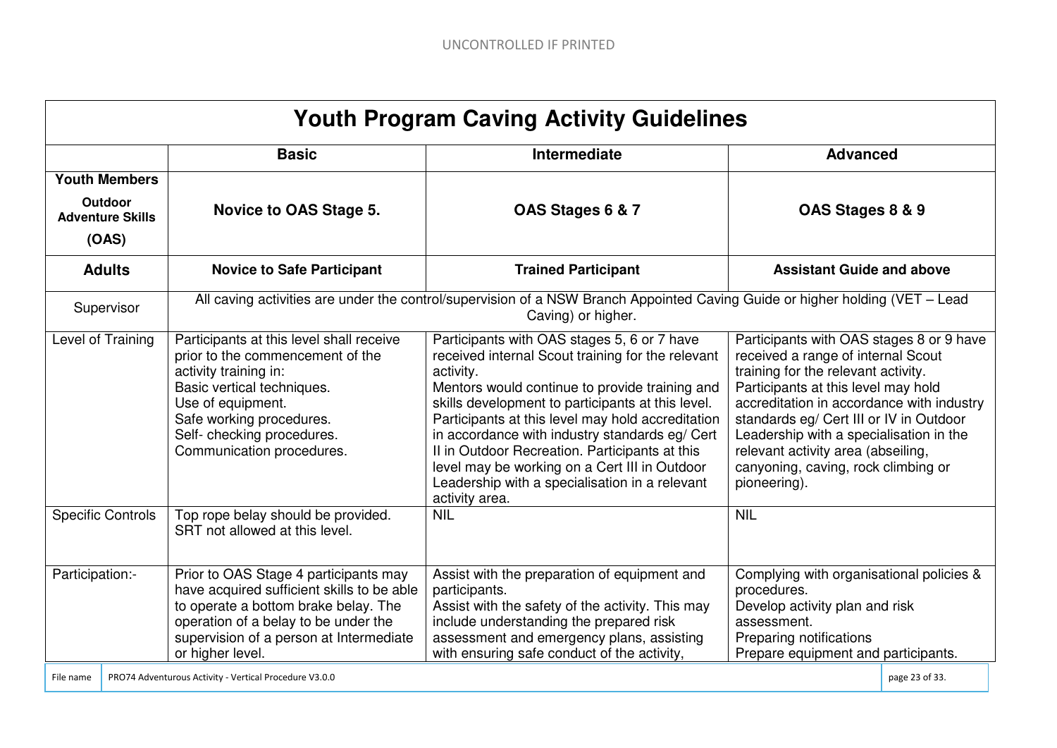# Youth Program Caving Activity Guidelines

| | Basic | Intermediate | Advanced |
|---|---|---|---|
| **Youth Members**<br>**Outdoor Adventure Skills (OAS)** | **Novice to OAS Stage 5.** | **OAS Stages 6 & 7** | **OAS Stages 8 & 9** |
| **Adults** | **Novice to Safe Participant** | **Trained Participant** | **Assistant Guide and above** |
| Supervisor | All caving activities are under the control/supervision of a NSW Branch Appointed Caving Guide or higher holding (VET – Lead Caving) or higher. | | |
| Level of Training | Participants at this level shall receive prior to the commencement of the activity training in:<br>Basic vertical techniques.<br>Use of equipment.<br>Safe working procedures.<br>Self- checking procedures.<br>Communication procedures. | Participants with OAS stages 5, 6 or 7 have received internal Scout training for the relevant activity.<br>Mentors would continue to provide training and skills development to participants at this level.<br>Participants at this level may hold accreditation in accordance with industry standards eg/ Cert II in Outdoor Recreation. Participants at this level may be working on a Cert III in Outdoor Leadership with a specialisation in a relevant activity area. | Participants with OAS stages 8 or 9 have received a range of internal Scout training for the relevant activity.<br>Participants at this level may hold accreditation in accordance with industry standards eg/ Cert III or IV in Outdoor Leadership with a specialisation in the relevant activity area (abseiling, canyoning, caving, rock climbing or pioneering). |
| Specific Controls | Top rope belay should be provided.<br>SRT not allowed at this level. | NIL | NIL |
| Participation:- | Prior to OAS Stage 4 participants may have acquired sufficient skills to be able to operate a bottom brake belay. The operation of a belay to be under the supervision of a person at Intermediate or higher level. | Assist with the preparation of equipment and participants.<br>Assist with the safety of the activity. This may include understanding the prepared risk assessment and emergency plans, assisting with ensuring safe conduct of the activity, | Complying with organisational policies & procedures.<br>Develop activity plan and risk assessment.<br>Preparing notifications<br>Prepare equipment and participants. |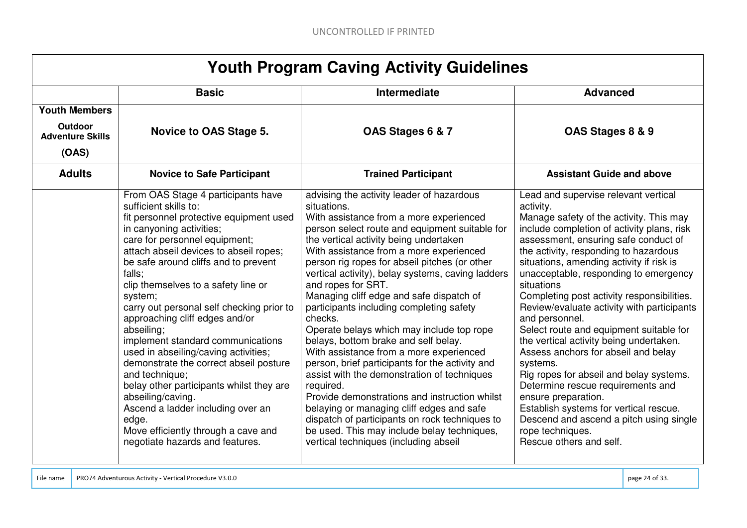| Youth Program Caving Activity Guidelines | | | |
|---|---|---|---|
| | **Basic** | **Intermediate** | **Advanced** |
| **Youth Members**<br>**Outdoor Adventure Skills**<br>**(OAS)** | **Novice to OAS Stage 5.** | **OAS Stages 6 & 7** | **OAS Stages 8 & 9** |
| **Adults** | **Novice to Safe Participant** | **Trained Participant** | **Assistant Guide and above** |
| | From OAS Stage 4 participants have sufficient skills to:<br>fit personnel protective equipment used in canyoning activities;<br>care for personnel equipment;<br>attach abseil devices to abseil ropes;<br>be safe around cliffs and to prevent falls;<br>clip themselves to a safety line or system;<br>carry out personal self checking prior to approaching cliff edges and/or abseiling;<br>implement standard communications used in abseiling/caving activities;<br>demonstrate the correct abseil posture and technique;<br>belay other participants whilst they are abseiling/caving.<br>Ascend a ladder including over an edge.<br>Move efficiently through a cave and negotiate hazards and features. | advising the activity leader of hazardous situations.<br>With assistance from a more experienced person select route and equipment suitable for the vertical activity being undertaken<br>With assistance from a more experienced person rig ropes for abseil pitches (or other vertical activity), belay systems, caving ladders and ropes for SRT.<br>Managing cliff edge and safe dispatch of participants including completing safety checks.<br>Operate belays which may include top rope belays, bottom brake and self belay.<br>With assistance from a more experienced person, brief participants for the activity and assist with the demonstration of techniques required.<br>Provide demonstrations and instruction whilst belaying or managing cliff edges and safe dispatch of participants on rock techniques to be used. This may include belay techniques, vertical techniques (including abseil | Lead and supervise relevant vertical activity.<br>Manage safety of the activity. This may include completion of activity plans, risk assessment, ensuring safe conduct of the activity, responding to hazardous situations, amending activity if risk is unacceptable, responding to emergency situations<br>Completing post activity responsibilities.<br>Review/evaluate activity with participants and personnel.<br>Select route and equipment suitable for the vertical activity being undertaken.<br>Assess anchors for abseil and belay systems.<br>Rig ropes for abseil and belay systems.<br>Determine rescue requirements and ensure preparation.<br>Establish systems for vertical rescue.<br>Descend and ascend a pitch using single rope techniques.<br>Rescue others and self. |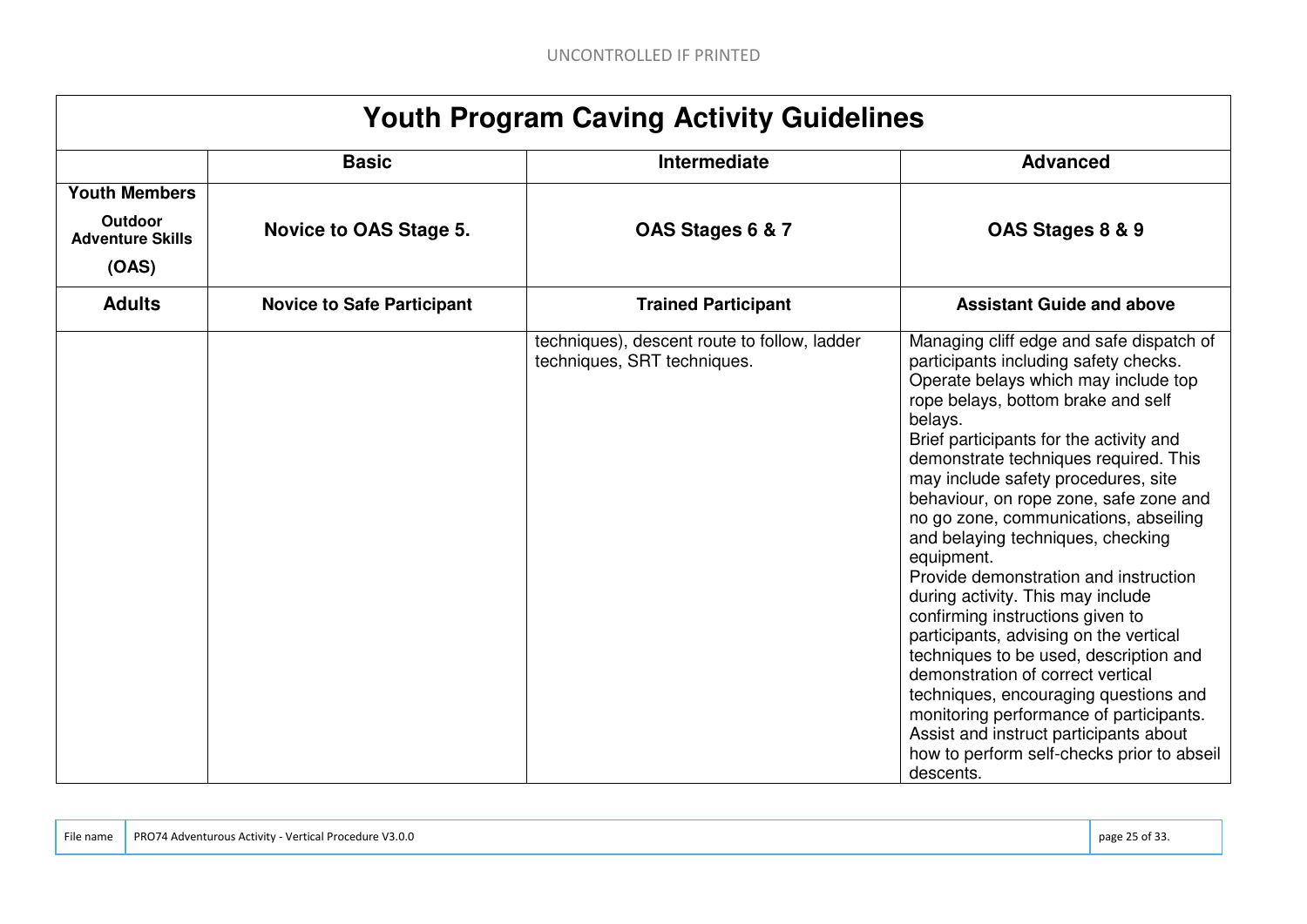| Youth Program Caving Activity Guidelines | | | |
|---|---|---|---|
| | **Basic** | **Intermediate** | **Advanced** |
| **Youth Members** **Outdoor Adventure Skills (OAS)** | **Novice to OAS Stage 5.** | **OAS Stages 6 & 7** | **OAS Stages 8 & 9** |
| **Adults** | **Novice to Safe Participant** | **Trained Participant** | **Assistant Guide and above** |
| | | techniques), descent route to follow, ladder techniques, SRT techniques. | Managing cliff edge and safe dispatch of participants including safety checks. Operate belays which may include top rope belays, bottom brake and self belays. Brief participants for the activity and demonstrate techniques required. This may include safety procedures, site behaviour, on rope zone, safe zone and no go zone, communications, abseiling and belaying techniques, checking equipment. Provide demonstration and instruction during activity. This may include confirming instructions given to participants, advising on the vertical techniques to be used, description and demonstration of correct vertical techniques, encouraging questions and monitoring performance of participants. Assist and instruct participants about how to perform self-checks prior to abseil descents. |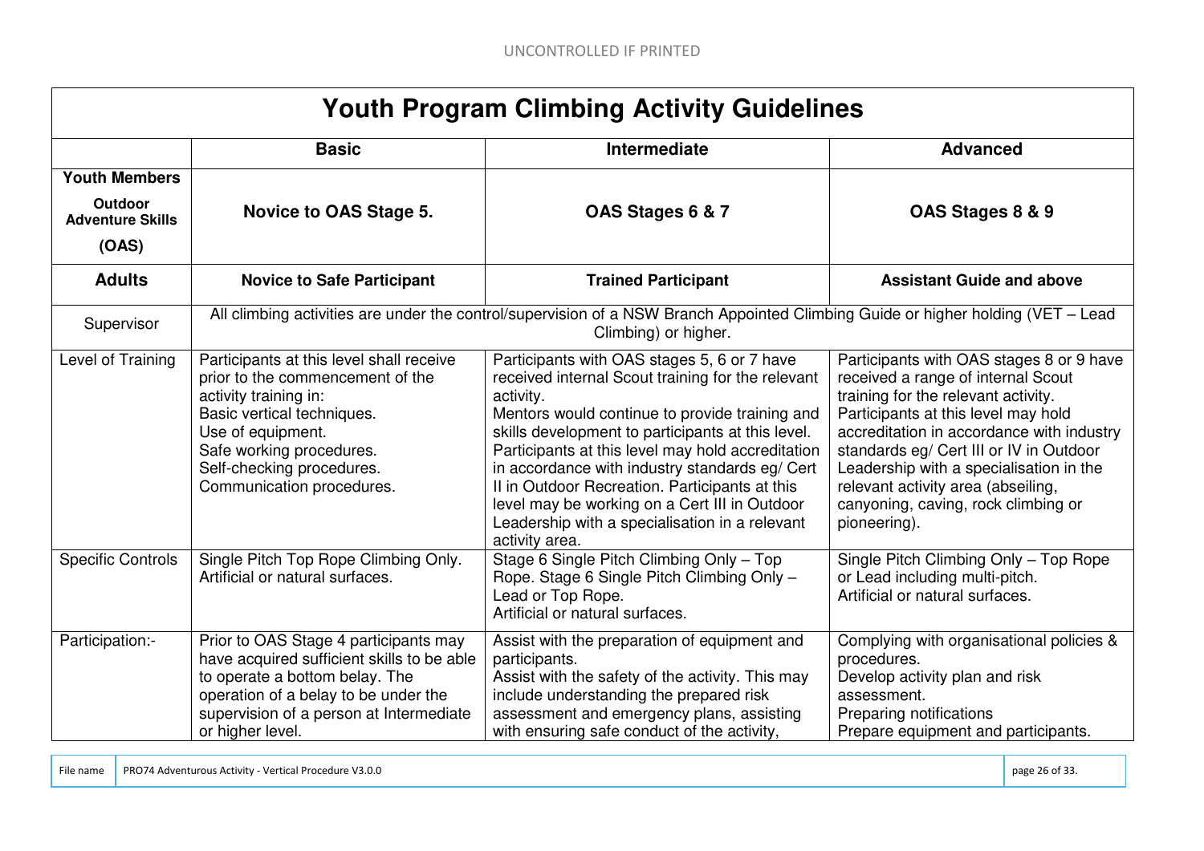# Youth Program Climbing Activity Guidelines

| | Basic | Intermediate | Advanced |
|---|---|---|---|
| **Youth Members** **Outdoor Adventure Skills (OAS)** | **Novice to OAS Stage 5.** | **OAS Stages 6 & 7** | **OAS Stages 8 & 9** |
| **Adults** | **Novice to Safe Participant** | **Trained Participant** | **Assistant Guide and above** |
| Supervisor | All climbing activities are under the control/supervision of a NSW Branch Appointed Climbing Guide or higher holding (VET – Lead Climbing) or higher. | | |
| Level of Training | Participants at this level shall receive prior to the commencement of the activity training in:<br>Basic vertical techniques.<br>Use of equipment.<br>Safe working procedures.<br>Self-checking procedures.<br>Communication procedures. | Participants with OAS stages 5, 6 or 7 have received internal Scout training for the relevant activity.<br>Mentors would continue to provide training and skills development to participants at this level. Participants at this level may hold accreditation in accordance with industry standards eg/ Cert II in Outdoor Recreation. Participants at this level may be working on a Cert III in Outdoor Leadership with a specialisation in a relevant activity area. | Participants with OAS stages 8 or 9 have received a range of internal Scout training for the relevant activity.<br>Participants at this level may hold accreditation in accordance with industry standards eg/ Cert III or IV in Outdoor Leadership with a specialisation in the relevant activity area (abseiling, canyoning, caving, rock climbing or pioneering). |
| Specific Controls | Single Pitch Top Rope Climbing Only.<br>Artificial or natural surfaces. | Stage 6 Single Pitch Climbing Only – Top Rope. Stage 6 Single Pitch Climbing Only – Lead or Top Rope.<br>Artificial or natural surfaces. | Single Pitch Climbing Only – Top Rope or Lead including multi-pitch.<br>Artificial or natural surfaces. |
| Participation:- | Prior to OAS Stage 4 participants may have acquired sufficient skills to be able to operate a bottom belay. The operation of a belay to be under the supervision of a person at Intermediate or higher level. | Assist with the preparation of equipment and participants.<br>Assist with the safety of the activity. This may include understanding the prepared risk assessment and emergency plans, assisting with ensuring safe conduct of the activity, | Complying with organisational policies & procedures.<br>Develop activity plan and risk assessment.<br>Preparing notifications<br>Prepare equipment and participants. |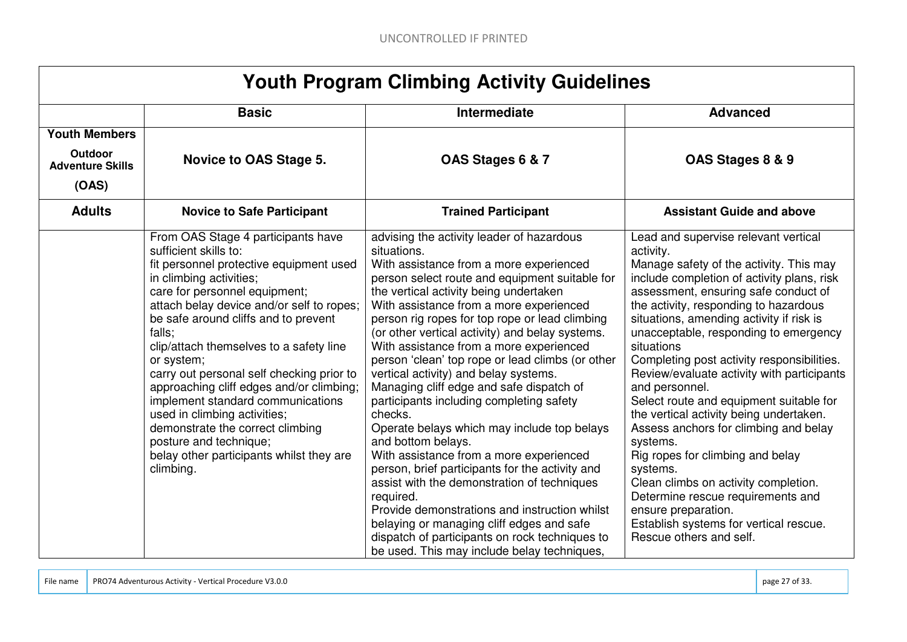| Youth Program Climbing Activity Guidelines | | | |
|---|---|---|---|
| | **Basic** | **Intermediate** | **Advanced** |
| **Youth Members**<br>**Outdoor Adventure Skills**<br>**(OAS)** | **Novice to OAS Stage 5.** | **OAS Stages 6 & 7** | **OAS Stages 8 & 9** |
| **Adults** | **Novice to Safe Participant** | **Trained Participant** | **Assistant Guide and above** |
| | From OAS Stage 4 participants have sufficient skills to:<br>fit personnel protective equipment used in climbing activities;<br>care for personnel equipment;<br>attach belay device and/or self to ropes;<br>be safe around cliffs and to prevent falls;<br>clip/attach themselves to a safety line or system;<br>carry out personal self checking prior to approaching cliff edges and/or climbing;<br>implement standard communications used in climbing activities;<br>demonstrate the correct climbing posture and technique;<br>belay other participants whilst they are climbing. | advising the activity leader of hazardous situations.<br>With assistance from a more experienced person select route and equipment suitable for the vertical activity being undertaken<br>With assistance from a more experienced person rig ropes for top rope or lead climbing (or other vertical activity) and belay systems.<br>With assistance from a more experienced person 'clean' top rope or lead climbs (or other vertical activity) and belay systems.<br>Managing cliff edge and safe dispatch of participants including completing safety checks.<br>Operate belays which may include top belays and bottom belays.<br>With assistance from a more experienced person, brief participants for the activity and assist with the demonstration of techniques required.<br>Provide demonstrations and instruction whilst belaying or managing cliff edges and safe dispatch of participants on rock techniques to be used. This may include belay techniques, | Lead and supervise relevant vertical activity.<br>Manage safety of the activity. This may include completion of activity plans, risk assessment, ensuring safe conduct of the activity, responding to hazardous situations, amending activity if risk is unacceptable, responding to emergency situations<br>Completing post activity responsibilities.<br>Review/evaluate activity with participants and personnel.<br>Select route and equipment suitable for the vertical activity being undertaken.<br>Assess anchors for climbing and belay systems.<br>Rig ropes for climbing and belay systems.<br>Clean climbs on activity completion.<br>Determine rescue requirements and ensure preparation.<br>Establish systems for vertical rescue.<br>Rescue others and self. |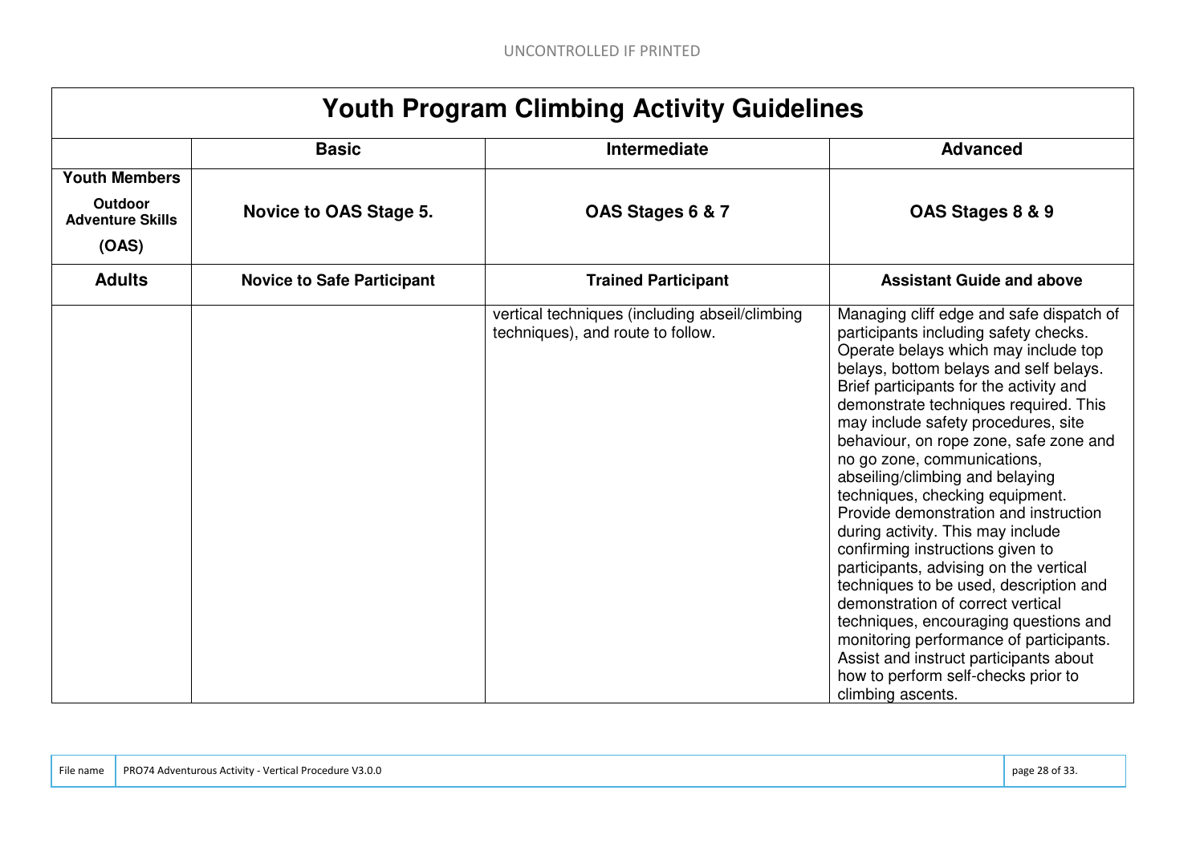| Youth Program Climbing Activity Guidelines | | | |
|---|---|---|---|
| | **Basic** | **Intermediate** | **Advanced** |
| **Youth Members** **Outdoor Adventure Skills (OAS)** | **Novice to OAS Stage 5.** | **OAS Stages 6 & 7** | **OAS Stages 8 & 9** |
| **Adults** | **Novice to Safe Participant** | **Trained Participant** | **Assistant Guide and above** |
| | | vertical techniques (including abseil/climbing techniques), and route to follow. | Managing cliff edge and safe dispatch of participants including safety checks. Operate belays which may include top belays, bottom belays and self belays. Brief participants for the activity and demonstrate techniques required. This may include safety procedures, site behaviour, on rope zone, safe zone and no go zone, communications, abseiling/climbing and belaying techniques, checking equipment. Provide demonstration and instruction during activity. This may include confirming instructions given to participants, advising on the vertical techniques to be used, description and demonstration of correct vertical techniques, encouraging questions and monitoring performance of participants. Assist and instruct participants about how to perform self-checks prior to climbing ascents. |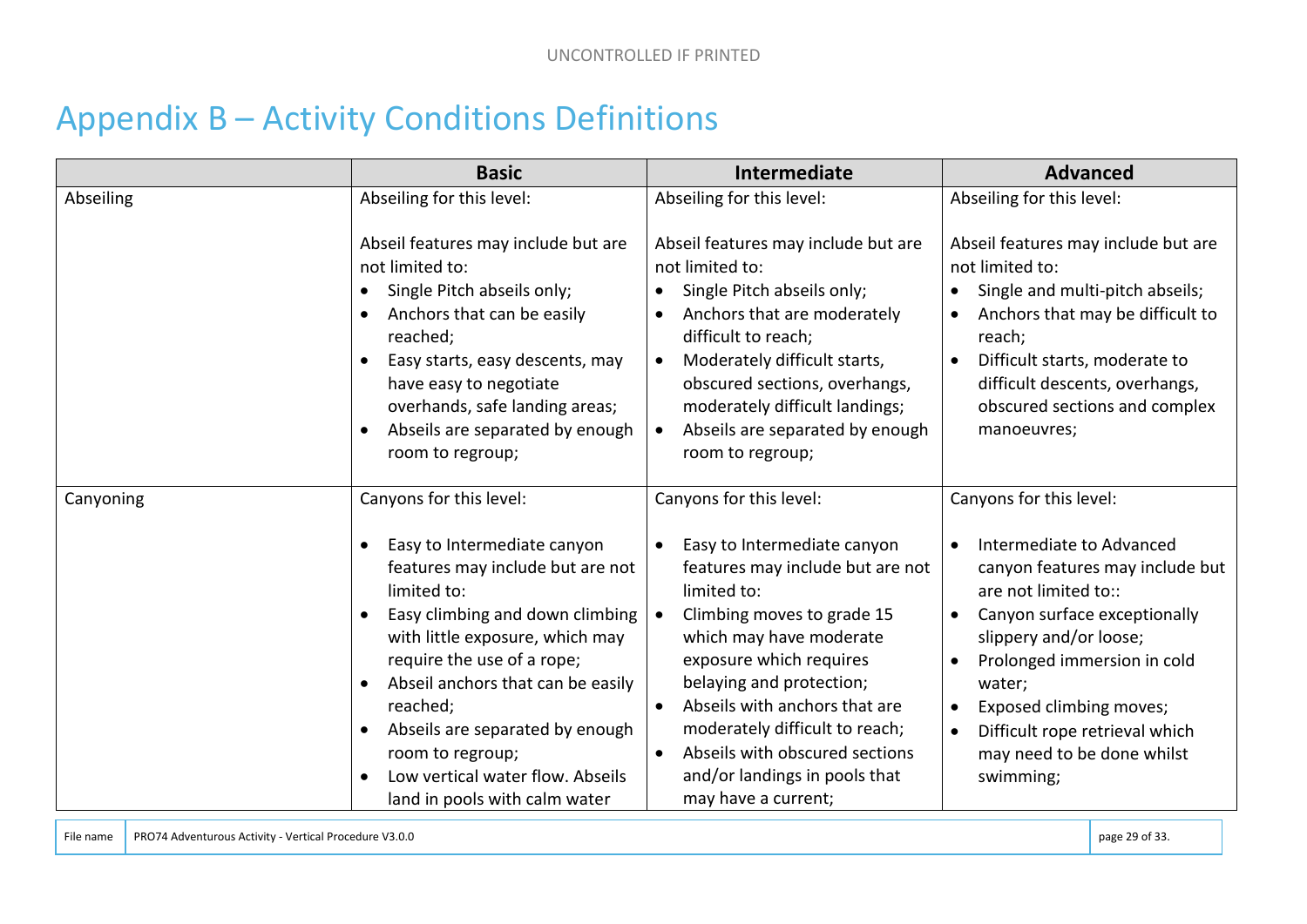# Appendix B – Activity Conditions Definitions

| | Basic | Intermediate | Advanced |
|---|---|---|---|
| Abseiling | Abseiling for this level:<br><br>Abseil features may include but are not limited to:<br>• Single Pitch abseils only;<br>• Anchors that can be easily reached;<br>• Easy starts, easy descents, may have easy to negotiate overhands, safe landing areas;<br>• Abseils are separated by enough room to regroup; | Abseiling for this level:<br><br>Abseil features may include but are not limited to:<br>• Single Pitch abseils only;<br>• Anchors that are moderately difficult to reach;<br>• Moderately difficult starts, obscured sections, overhangs, moderately difficult landings;<br>• Abseils are separated by enough room to regroup; | Abseiling for this level:<br><br>Abseil features may include but are not limited to:<br>• Single and multi-pitch abseils;<br>• Anchors that may be difficult to reach;<br>• Difficult starts, moderate to difficult descents, overhangs, obscured sections and complex manoeuvres; |
| Canyoning | Canyons for this level:<br><br>• Easy to Intermediate canyon features may include but are not limited to:<br>• Easy climbing and down climbing with little exposure, which may require the use of a rope;<br>• Abseil anchors that can be easily reached;<br>• Abseils are separated by enough room to regroup;<br>• Low vertical water flow. Abseils land in pools with calm water | Canyons for this level:<br><br>• Easy to Intermediate canyon features may include but are not limited to:<br>• Climbing moves to grade 15 which may have moderate exposure which requires belaying and protection;<br>• Abseils with anchors that are moderately difficult to reach;<br>• Abseils with obscured sections and/or landings in pools that may have a current; | Canyons for this level:<br><br>• Intermediate to Advanced canyon features may include but are not limited to::<br>• Canyon surface exceptionally slippery and/or loose;<br>• Prolonged immersion in cold water;<br>• Exposed climbing moves;<br>• Difficult rope retrieval which may need to be done whilst swimming; |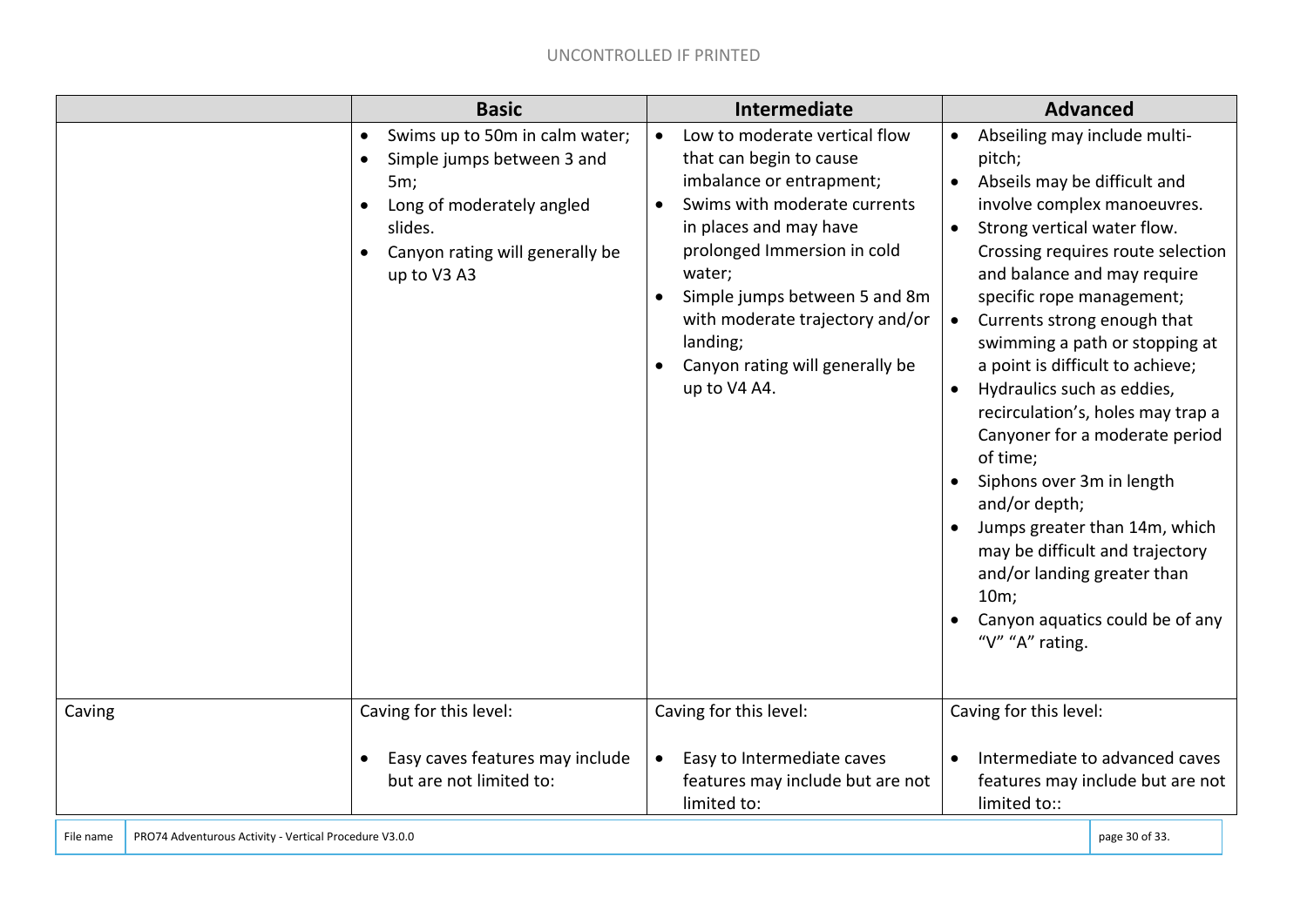| | Basic | Intermediate | Advanced |
|---|---|---|---|
| | • Swims up to 50m in calm water;<br>• Simple jumps between 3 and 5m;<br>• Long of moderately angled slides.<br>• Canyon rating will generally be up to V3 A3 | • Low to moderate vertical flow that can begin to cause imbalance or entrapment;<br>• Swims with moderate currents in places and may have prolonged Immersion in cold water;<br>• Simple jumps between 5 and 8m with moderate trajectory and/or landing;<br>• Canyon rating will generally be up to V4 A4. | • Abseiling may include multi-pitch;<br>• Abseils may be difficult and involve complex manoeuvres.<br>• Strong vertical water flow. Crossing requires route selection and balance and may require specific rope management;<br>• Currents strong enough that swimming a path or stopping at a point is difficult to achieve;<br>• Hydraulics such as eddies, recirculation's, holes may trap a Canyoner for a moderate period of time;<br>• Siphons over 3m in length and/or depth;<br>• Jumps greater than 14m, which may be difficult and trajectory and/or landing greater than 10m;<br>• Canyon aquatics could be of any "V" "A" rating. |
| Caving | Caving for this level:<br><br>• Easy caves features may include but are not limited to: | Caving for this level:<br><br>• Easy to Intermediate caves features may include but are not limited to: | Caving for this level:<br><br>• Intermediate to advanced caves features may include but are not limited to:: |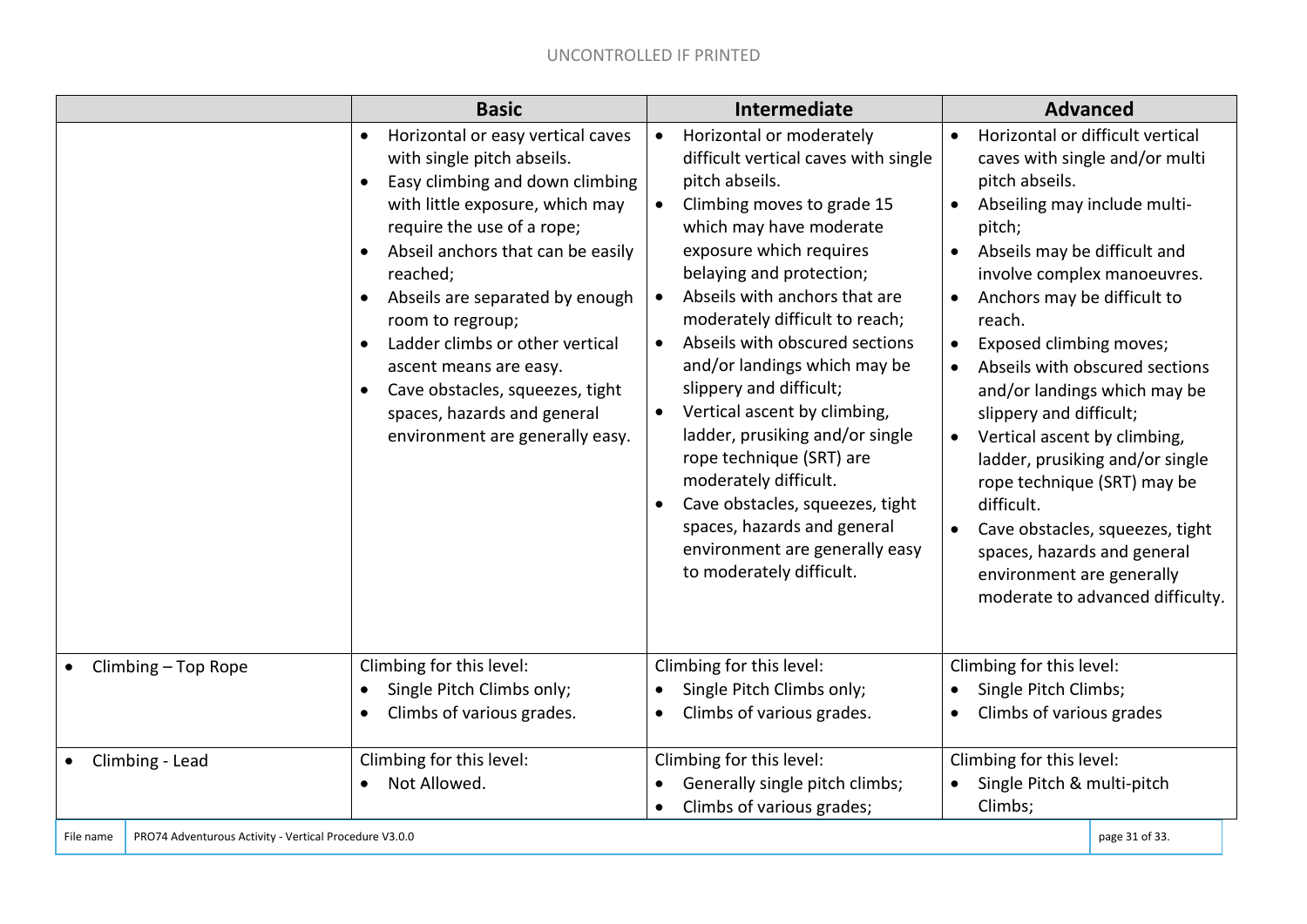| | Basic | Intermediate | Advanced |
|---|---|---|---|
| | • Horizontal or easy vertical caves with single pitch abseils.<br>• Easy climbing and down climbing with little exposure, which may require the use of a rope;<br>• Abseil anchors that can be easily reached;<br>• Abseils are separated by enough room to regroup;<br>• Ladder climbs or other vertical ascent means are easy.<br>• Cave obstacles, squeezes, tight spaces, hazards and general environment are generally easy. | • Horizontal or moderately difficult vertical caves with single pitch abseils.<br>• Climbing moves to grade 15 which may have moderate exposure which requires belaying and protection;<br>• Abseils with anchors that are moderately difficult to reach;<br>• Abseils with obscured sections and/or landings which may be slippery and difficult;<br>• Vertical ascent by climbing, ladder, prusiking and/or single rope technique (SRT) are moderately difficult.<br>• Cave obstacles, squeezes, tight spaces, hazards and general environment are generally easy to moderately difficult. | • Horizontal or difficult vertical caves with single and/or multi pitch abseils.<br>• Abseiling may include multi-pitch;<br>• Abseils may be difficult and involve complex manoeuvres.<br>• Anchors may be difficult to reach.<br>• Exposed climbing moves;<br>• Abseils with obscured sections and/or landings which may be slippery and difficult;<br>• Vertical ascent by climbing, ladder, prusiking and/or single rope technique (SRT) may be difficult.<br>• Cave obstacles, squeezes, tight spaces, hazards and general environment are generally moderate to advanced difficulty. |
| • Climbing – Top Rope | Climbing for this level:<br>• Single Pitch Climbs only;<br>• Climbs of various grades. | Climbing for this level:<br>• Single Pitch Climbs only;<br>• Climbs of various grades. | Climbing for this level:<br>• Single Pitch Climbs;<br>• Climbs of various grades |
| • Climbing - Lead | Climbing for this level:<br>• Not Allowed. | Climbing for this level:<br>• Generally single pitch climbs;<br>• Climbs of various grades; | Climbing for this level:<br>• Single Pitch & multi-pitch Climbs; |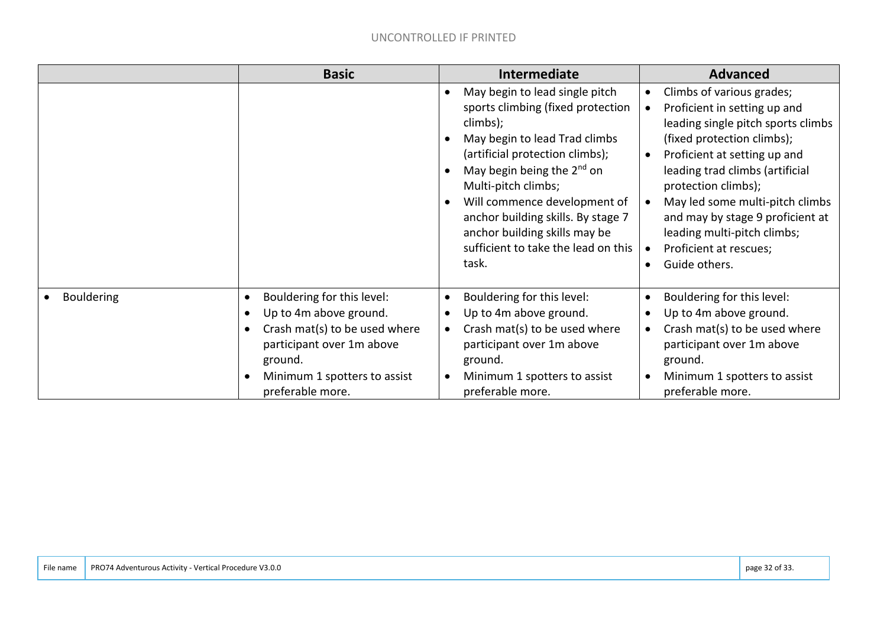| | Basic | Intermediate | Advanced |
|---|---|---|---|
| | | • May begin to lead single pitch sports climbing (fixed protection climbs);<br>• May begin to lead Trad climbs (artificial protection climbs);<br>• May begin being the 2nd on Multi-pitch climbs;<br>• Will commence development of anchor building skills. By stage 7 anchor building skills may be sufficient to take the lead on this task. | • Climbs of various grades;<br>• Proficient in setting up and leading single pitch sports climbs (fixed protection climbs);<br>• Proficient at setting up and leading trad climbs (artificial protection climbs);<br>• May led some multi-pitch climbs and may by stage 9 proficient at leading multi-pitch climbs;<br>• Proficient at rescues;<br>• Guide others. |
| • Bouldering | • Bouldering for this level:<br>• Up to 4m above ground.<br>• Crash mat(s) to be used where participant over 1m above ground.<br>• Minimum 1 spotters to assist preferable more. | • Bouldering for this level:<br>• Up to 4m above ground.<br>• Crash mat(s) to be used where participant over 1m above ground.<br>• Minimum 1 spotters to assist preferable more. | • Bouldering for this level:<br>• Up to 4m above ground.<br>• Crash mat(s) to be used where participant over 1m above ground.<br>• Minimum 1 spotters to assist preferable more. |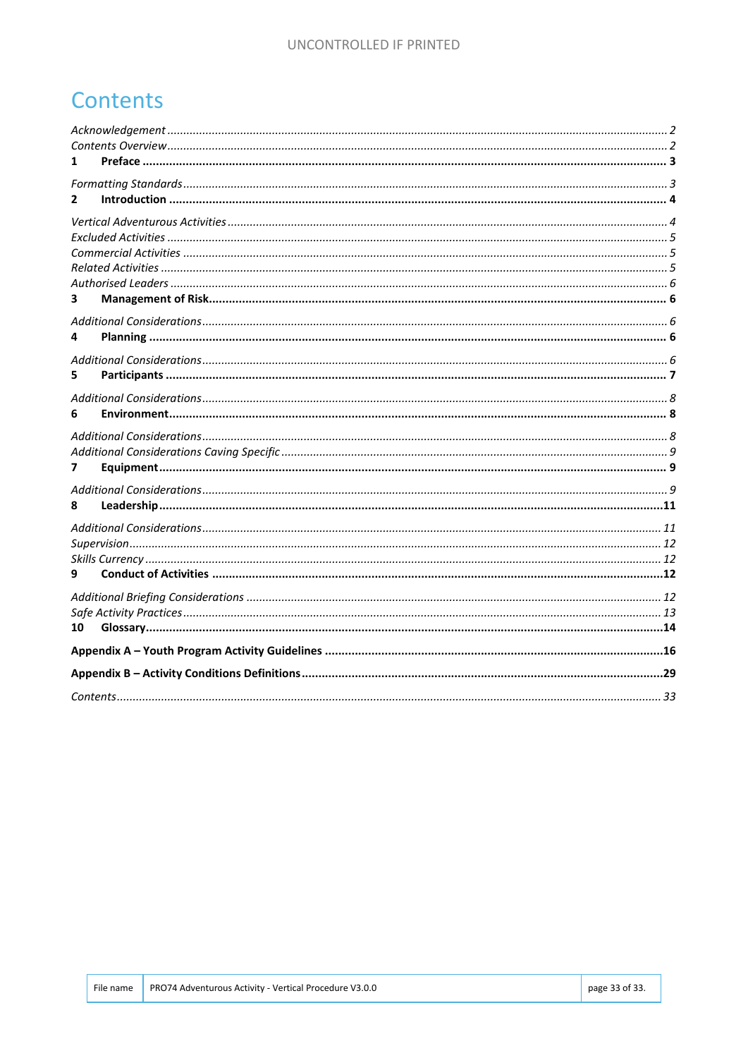# Contents

*Acknowledgement* ........................................................................................................ *2*
*Contents Overview* ...................................................................................................... *2*
**1 Preface** ................................................................................................................. **3**

*Formatting Standards* .................................................................................................. *3*
**2 Introduction** .......................................................................................................... **4**

*Vertical Adventurous Activities* .................................................................................... *4*
*Excluded Activities* ...................................................................................................... *5*
*Commercial Activities* .................................................................................................. *5*
*Related Activities* ......................................................................................................... *5*
*Authorised Leaders* ...................................................................................................... *6*
**3 Management of Risk** ............................................................................................... **6**

*Additional Considerations* ............................................................................................ *6*
**4 Planning** ................................................................................................................ **6**

*Additional Considerations* ............................................................................................ *6*
**5 Participants** ............................................................................................................ **7**

*Additional Considerations* ............................................................................................ *8*
**6 Environment** ........................................................................................................... **8**

*Additional Considerations* ............................................................................................ *8*
*Additional Considerations Caving Specific* ..................................................................... *9*
**7 Equipment** .............................................................................................................. **9**

*Additional Considerations* ............................................................................................ *9*
**8 Leadership** ............................................................................................................ **11**

*Additional Considerations* .......................................................................................... *11*
*Supervision* ................................................................................................................ *12*
*Skills Currency* ........................................................................................................... *12*
**9 Conduct of Activities** ............................................................................................. **12**

*Additional Briefing Considerations* .............................................................................. *12*
*Safe Activity Practices* ................................................................................................ *13*
**10 Glossary** ............................................................................................................... **14**

**Appendix A – Youth Program Activity Guidelines** .......................................................... **16**

**Appendix B – Activity Conditions Definitions** ................................................................ **29**

*Contents* .................................................................................................................... *33*